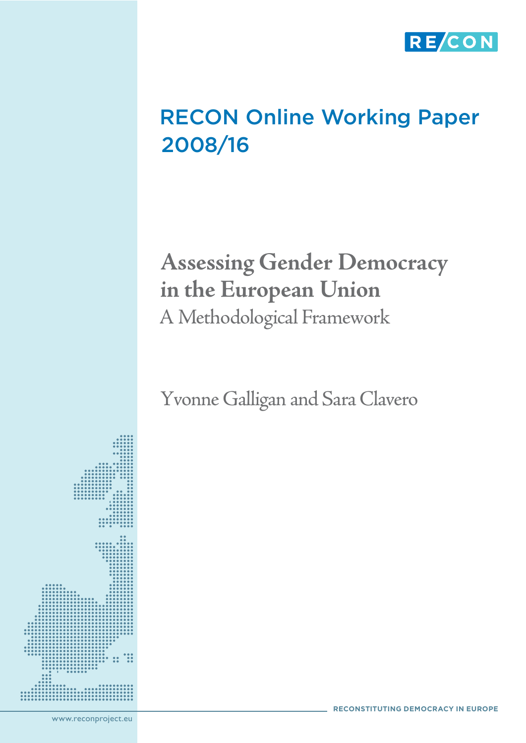RE/CON

RECON Online Working Paper 2008/16

# Assessing Gender Democracy in the European Union

## A Methodological Framework

Yvonne Galligan and Sara Clavero

RECONSTITUTING DEMOCRACY IN EUROPE

www.reconproject.eu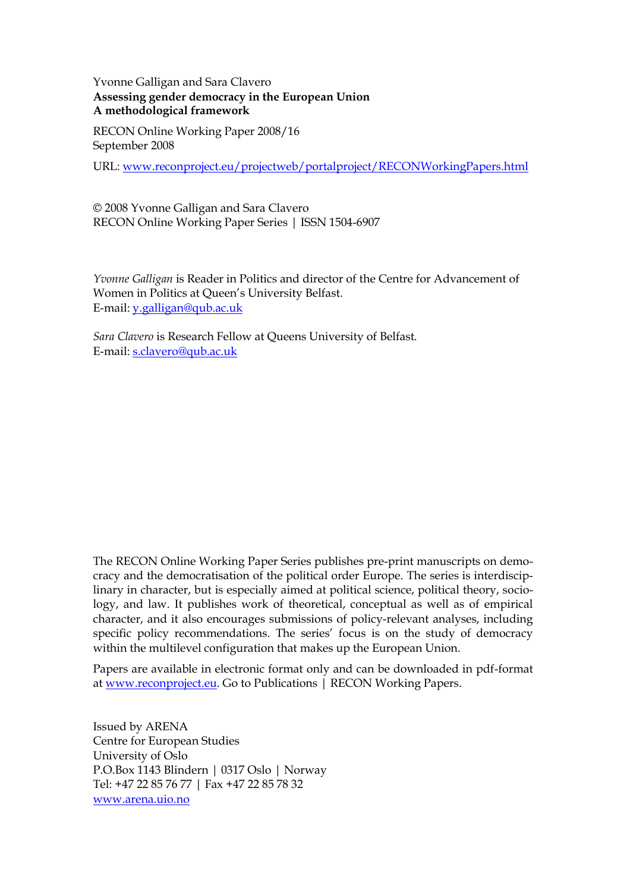Yvonne Galligan and Sara Clavero
**Assessing gender democracy in the European Union**
**A methodological framework**

RECON Online Working Paper 2008/16
September 2008

URL: www.reconproject.eu/projectweb/portalproject/RECONWorkingPapers.html

© 2008 Yvonne Galligan and Sara Clavero
RECON Online Working Paper Series | ISSN 1504-6907

*Yvonne Galligan* is Reader in Politics and director of the Centre for Advancement of Women in Politics at Queen's University Belfast.
E-mail: y.galligan@qub.ac.uk

*Sara Clavero* is Research Fellow at Queens University of Belfast.
E-mail: s.clavero@qub.ac.uk

The RECON Online Working Paper Series publishes pre-print manuscripts on democracy and the democratisation of the political order Europe. The series is interdisciplinary in character, but is especially aimed at political science, political theory, sociology, and law. It publishes work of theoretical, conceptual as well as of empirical character, and it also encourages submissions of policy-relevant analyses, including specific policy recommendations. The series' focus is on the study of democracy within the multilevel configuration that makes up the European Union.

Papers are available in electronic format only and can be downloaded in pdf-format at www.reconproject.eu. Go to Publications | RECON Working Papers.

Issued by ARENA
Centre for European Studies
University of Oslo
P.O.Box 1143 Blindern | 0317 Oslo | Norway
Tel: +47 22 85 76 77 | Fax +47 22 85 78 32
www.arena.uio.no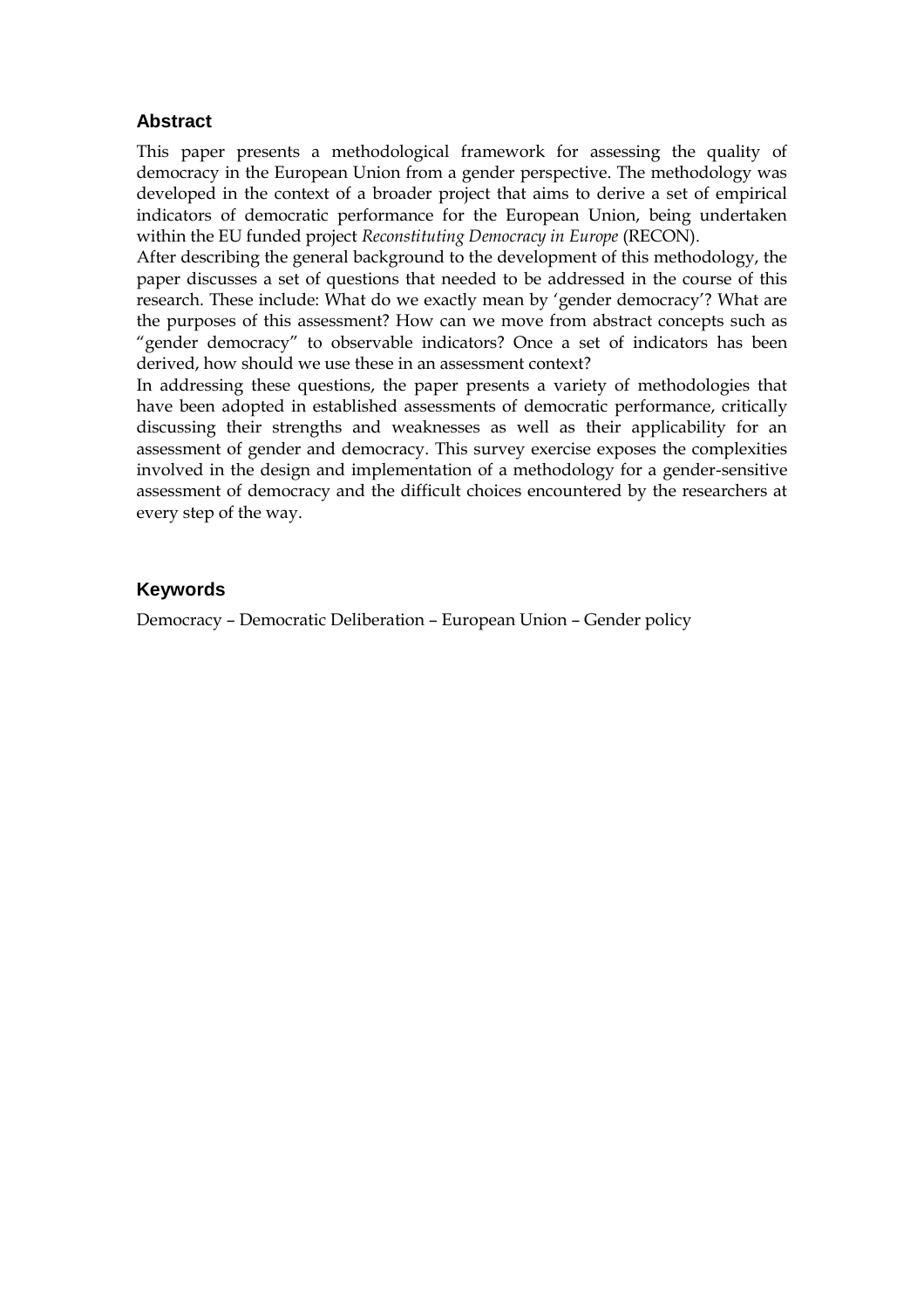## Abstract

This paper presents a methodological framework for assessing the quality of democracy in the European Union from a gender perspective. The methodology was developed in the context of a broader project that aims to derive a set of empirical indicators of democratic performance for the European Union, being undertaken within the EU funded project *Reconstituting Democracy in Europe* (RECON).

After describing the general background to the development of this methodology, the paper discusses a set of questions that needed to be addressed in the course of this research. These include: What do we exactly mean by 'gender democracy'? What are the purposes of this assessment? How can we move from abstract concepts such as "gender democracy" to observable indicators? Once a set of indicators has been derived, how should we use these in an assessment context?

In addressing these questions, the paper presents a variety of methodologies that have been adopted in established assessments of democratic performance, critically discussing their strengths and weaknesses as well as their applicability for an assessment of gender and democracy. This survey exercise exposes the complexities involved in the design and implementation of a methodology for a gender-sensitive assessment of democracy and the difficult choices encountered by the researchers at every step of the way.

## Keywords

Democracy – Democratic Deliberation – European Union – Gender policy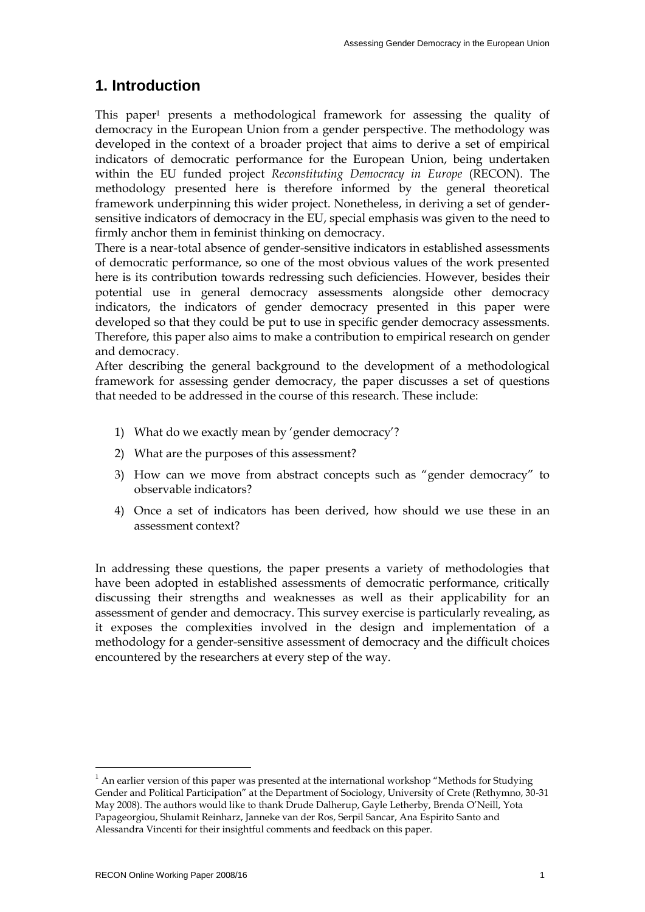## 1. Introduction

This paper[1] presents a methodological framework for assessing the quality of democracy in the European Union from a gender perspective. The methodology was developed in the context of a broader project that aims to derive a set of empirical indicators of democratic performance for the European Union, being undertaken within the EU funded project *Reconstituting Democracy in Europe* (RECON). The methodology presented here is therefore informed by the general theoretical framework underpinning this wider project. Nonetheless, in deriving a set of gender-sensitive indicators of democracy in the EU, special emphasis was given to the need to firmly anchor them in feminist thinking on democracy.

There is a near-total absence of gender-sensitive indicators in established assessments of democratic performance, so one of the most obvious values of the work presented here is its contribution towards redressing such deficiencies. However, besides their potential use in general democracy assessments alongside other democracy indicators, the indicators of gender democracy presented in this paper were developed so that they could be put to use in specific gender democracy assessments. Therefore, this paper also aims to make a contribution to empirical research on gender and democracy.

After describing the general background to the development of a methodological framework for assessing gender democracy, the paper discusses a set of questions that needed to be addressed in the course of this research. These include:

1) What do we exactly mean by 'gender democracy'?
2) What are the purposes of this assessment?
3) How can we move from abstract concepts such as "gender democracy" to observable indicators?
4) Once a set of indicators has been derived, how should we use these in an assessment context?

In addressing these questions, the paper presents a variety of methodologies that have been adopted in established assessments of democratic performance, critically discussing their strengths and weaknesses as well as their applicability for an assessment of gender and democracy. This survey exercise is particularly revealing, as it exposes the complexities involved in the design and implementation of a methodology for a gender-sensitive assessment of democracy and the difficult choices encountered by the researchers at every step of the way.

---

[1] An earlier version of this paper was presented at the international workshop "Methods for Studying Gender and Political Participation" at the Department of Sociology, University of Crete (Rethymno, 30-31 May 2008). The authors would like to thank Drude Dalherup, Gayle Letherby, Brenda O'Neill, Yota Papageorgiou, Shulamit Reinharz, Janneke van der Ros, Serpil Sancar, Ana Espirito Santo and Alessandra Vincenti for their insightful comments and feedback on this paper.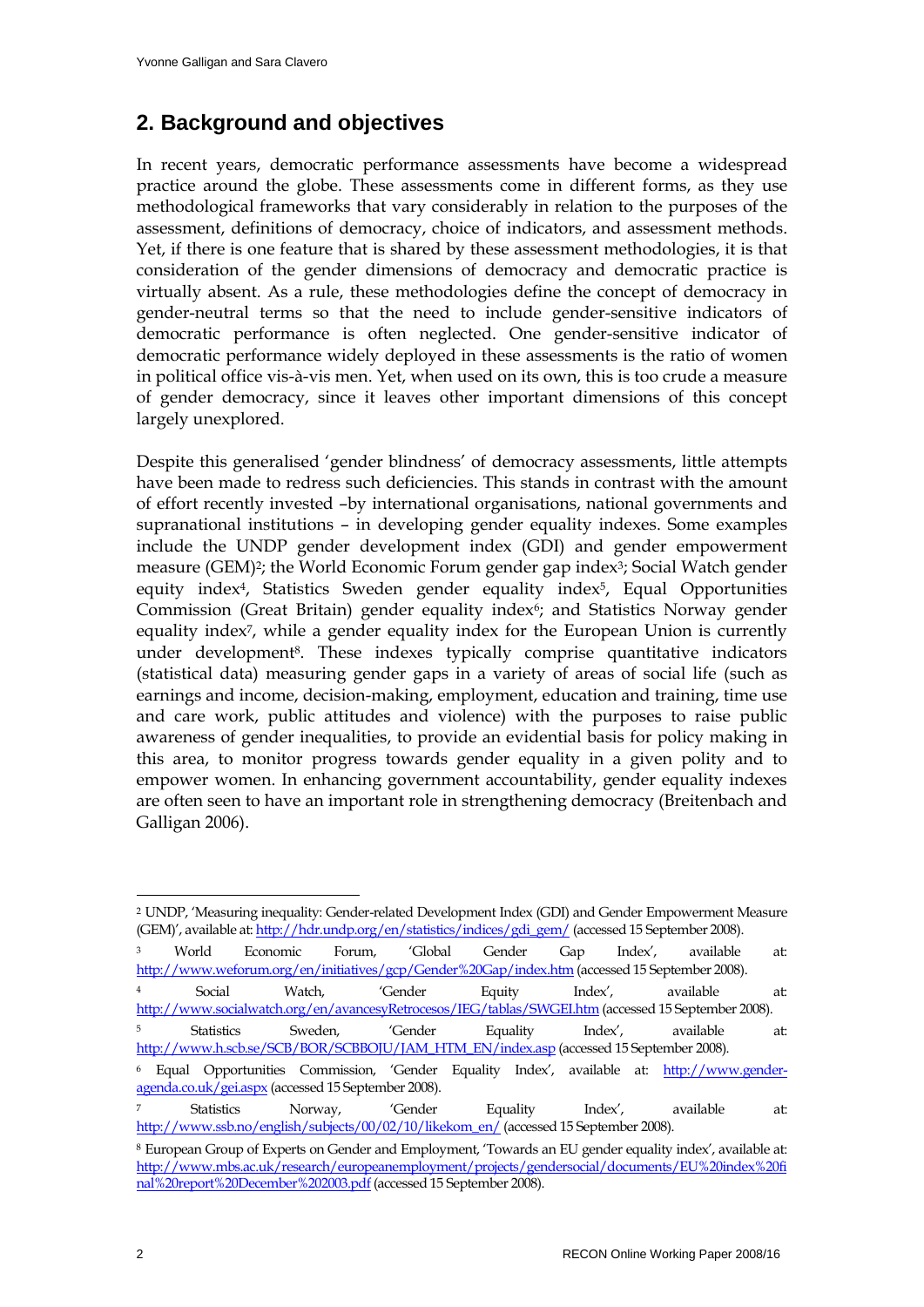## 2. Background and objectives

In recent years, democratic performance assessments have become a widespread practice around the globe. These assessments come in different forms, as they use methodological frameworks that vary considerably in relation to the purposes of the assessment, definitions of democracy, choice of indicators, and assessment methods. Yet, if there is one feature that is shared by these assessment methodologies, it is that consideration of the gender dimensions of democracy and democratic practice is virtually absent. As a rule, these methodologies define the concept of democracy in gender-neutral terms so that the need to include gender-sensitive indicators of democratic performance is often neglected. One gender-sensitive indicator of democratic performance widely deployed in these assessments is the ratio of women in political office vis-à-vis men. Yet, when used on its own, this is too crude a measure of gender democracy, since it leaves other important dimensions of this concept largely unexplored.

Despite this generalised 'gender blindness' of democracy assessments, little attempts have been made to redress such deficiencies. This stands in contrast with the amount of effort recently invested –by international organisations, national governments and supranational institutions – in developing gender equality indexes. Some examples include the UNDP gender development index (GDI) and gender empowerment measure (GEM)[2]; the World Economic Forum gender gap index[3]; Social Watch gender equity index[4], Statistics Sweden gender equality index[5], Equal Opportunities Commission (Great Britain) gender equality index[6]; and Statistics Norway gender equality index[7], while a gender equality index for the European Union is currently under development[8]. These indexes typically comprise quantitative indicators (statistical data) measuring gender gaps in a variety of areas of social life (such as earnings and income, decision-making, employment, education and training, time use and care work, public attitudes and violence) with the purposes to raise public awareness of gender inequalities, to provide an evidential basis for policy making in this area, to monitor progress towards gender equality in a given polity and to empower women. In enhancing government accountability, gender equality indexes are often seen to have an important role in strengthening democracy (Breitenbach and Galligan 2006).

---

[2] UNDP, 'Measuring inequality: Gender-related Development Index (GDI) and Gender Empowerment Measure (GEM)', available at: http://hdr.undp.org/en/statistics/indices/gdi_gem/ (accessed 15 September 2008).

[3] World Economic Forum, 'Global Gender Gap Index', available at: http://www.weforum.org/en/initiatives/gcp/Gender%20Gap/index.htm (accessed 15 September 2008).

[4] Social Watch, 'Gender Equity Index', available at: http://www.socialwatch.org/en/avancesyRetrocesos/IEG/tablas/SWGEI.htm (accessed 15 September 2008).

[5] Statistics Sweden, 'Gender Equality Index', available at: http://www.h.scb.se/SCB/BOR/SCBBOJU/JAM_HTM_EN/index.asp (accessed 15 September 2008).

[6] Equal Opportunities Commission, 'Gender Equality Index', available at: http://www.gender-agenda.co.uk/gei.aspx (accessed 15 September 2008).

[7] Statistics Norway, 'Gender Equality Index', available at: http://www.ssb.no/english/subjects/00/02/10/likekom_en/ (accessed 15 September 2008).

[8] European Group of Experts on Gender and Employment, 'Towards an EU gender equality index', available at: http://www.mbs.ac.uk/research/europeanemployment/projects/gendersocial/documents/EU%20index%20final%20report%20December%202003.pdf (accessed 15 September 2008).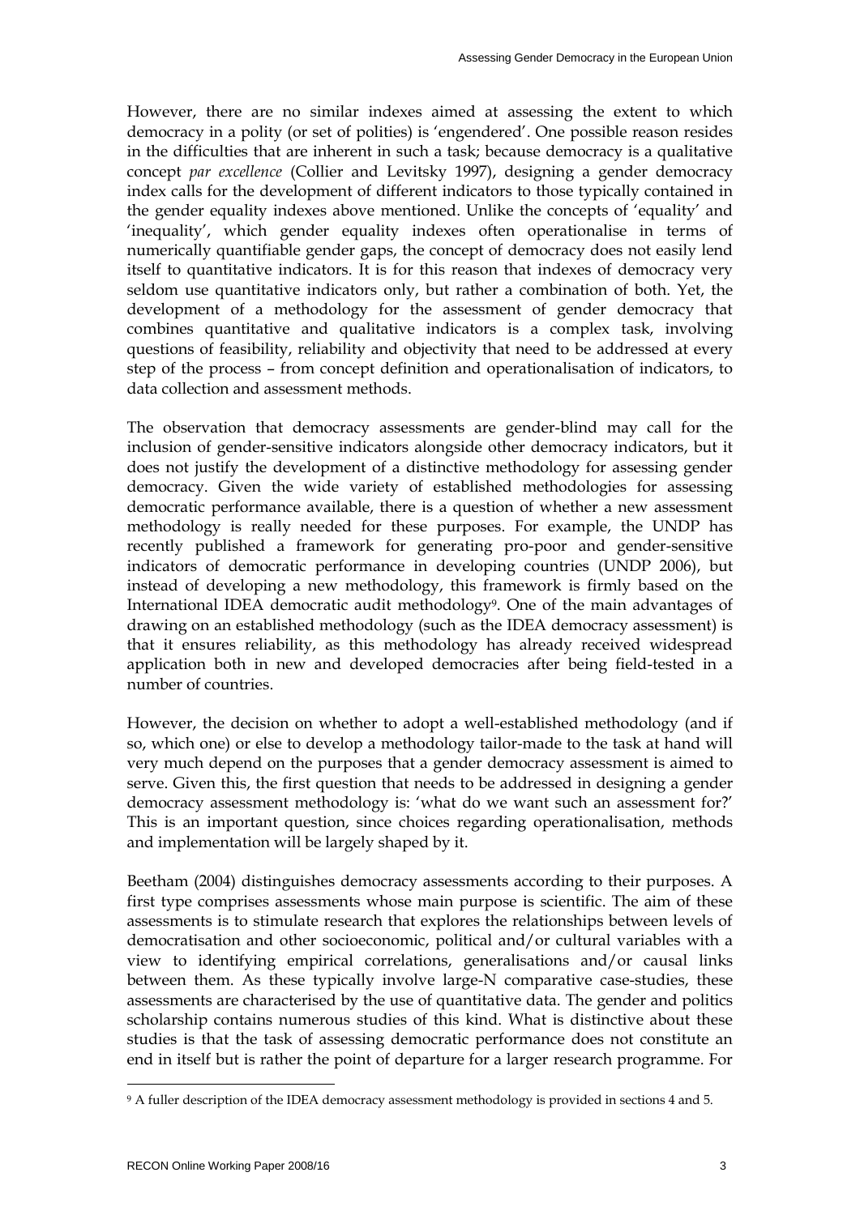However, there are no similar indexes aimed at assessing the extent to which democracy in a polity (or set of polities) is 'engendered'. One possible reason resides in the difficulties that are inherent in such a task; because democracy is a qualitative concept *par excellence* (Collier and Levitsky 1997), designing a gender democracy index calls for the development of different indicators to those typically contained in the gender equality indexes above mentioned. Unlike the concepts of 'equality' and 'inequality', which gender equality indexes often operationalise in terms of numerically quantifiable gender gaps, the concept of democracy does not easily lend itself to quantitative indicators. It is for this reason that indexes of democracy very seldom use quantitative indicators only, but rather a combination of both. Yet, the development of a methodology for the assessment of gender democracy that combines quantitative and qualitative indicators is a complex task, involving questions of feasibility, reliability and objectivity that need to be addressed at every step of the process – from concept definition and operationalisation of indicators, to data collection and assessment methods.

The observation that democracy assessments are gender-blind may call for the inclusion of gender-sensitive indicators alongside other democracy indicators, but it does not justify the development of a distinctive methodology for assessing gender democracy. Given the wide variety of established methodologies for assessing democratic performance available, there is a question of whether a new assessment methodology is really needed for these purposes. For example, the UNDP has recently published a framework for generating pro-poor and gender-sensitive indicators of democratic performance in developing countries (UNDP 2006), but instead of developing a new methodology, this framework is firmly based on the International IDEA democratic audit methodology[9]. One of the main advantages of drawing on an established methodology (such as the IDEA democracy assessment) is that it ensures reliability, as this methodology has already received widespread application both in new and developed democracies after being field-tested in a number of countries.

However, the decision on whether to adopt a well-established methodology (and if so, which one) or else to develop a methodology tailor-made to the task at hand will very much depend on the purposes that a gender democracy assessment is aimed to serve. Given this, the first question that needs to be addressed in designing a gender democracy assessment methodology is: 'what do we want such an assessment for?' This is an important question, since choices regarding operationalisation, methods and implementation will be largely shaped by it.

Beetham (2004) distinguishes democracy assessments according to their purposes. A first type comprises assessments whose main purpose is scientific. The aim of these assessments is to stimulate research that explores the relationships between levels of democratisation and other socioeconomic, political and/or cultural variables with a view to identifying empirical correlations, generalisations and/or causal links between them. As these typically involve large-N comparative case-studies, these assessments are characterised by the use of quantitative data. The gender and politics scholarship contains numerous studies of this kind. What is distinctive about these studies is that the task of assessing democratic performance does not constitute an end in itself but is rather the point of departure for a larger research programme. For

[9] A fuller description of the IDEA democracy assessment methodology is provided in sections 4 and 5.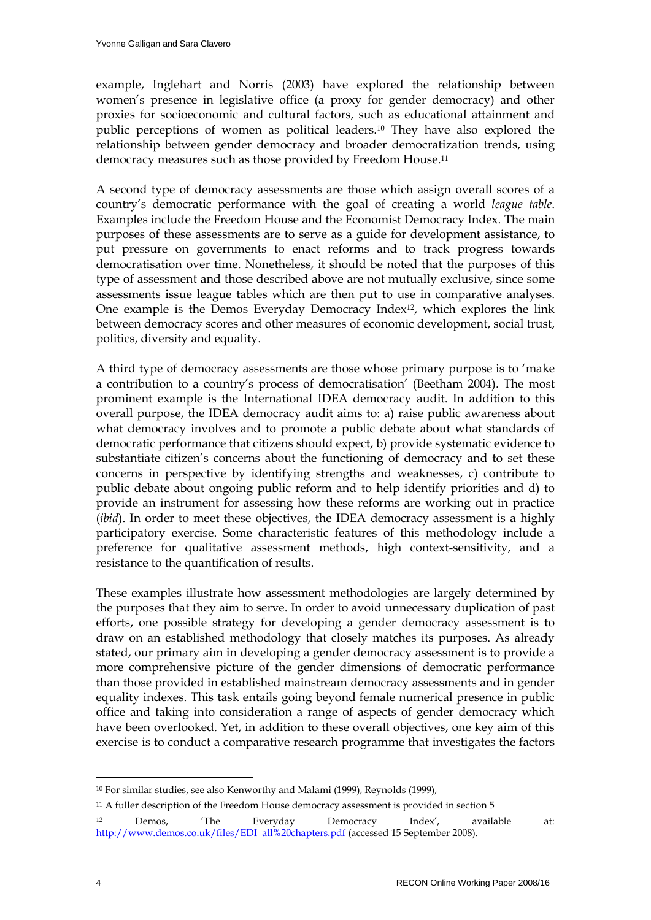example, Inglehart and Norris (2003) have explored the relationship between women's presence in legislative office (a proxy for gender democracy) and other proxies for socioeconomic and cultural factors, such as educational attainment and public perceptions of women as political leaders.[10] They have also explored the relationship between gender democracy and broader democratization trends, using democracy measures such as those provided by Freedom House.[11]

A second type of democracy assessments are those which assign overall scores of a country's democratic performance with the goal of creating a world *league table*. Examples include the Freedom House and the Economist Democracy Index. The main purposes of these assessments are to serve as a guide for development assistance, to put pressure on governments to enact reforms and to track progress towards democratisation over time. Nonetheless, it should be noted that the purposes of this type of assessment and those described above are not mutually exclusive, since some assessments issue league tables which are then put to use in comparative analyses. One example is the Demos Everyday Democracy Index[12], which explores the link between democracy scores and other measures of economic development, social trust, politics, diversity and equality.

A third type of democracy assessments are those whose primary purpose is to 'make a contribution to a country's process of democratisation' (Beetham 2004). The most prominent example is the International IDEA democracy audit. In addition to this overall purpose, the IDEA democracy audit aims to: a) raise public awareness about what democracy involves and to promote a public debate about what standards of democratic performance that citizens should expect, b) provide systematic evidence to substantiate citizen's concerns about the functioning of democracy and to set these concerns in perspective by identifying strengths and weaknesses, c) contribute to public debate about ongoing public reform and to help identify priorities and d) to provide an instrument for assessing how these reforms are working out in practice (*ibid*). In order to meet these objectives, the IDEA democracy assessment is a highly participatory exercise. Some characteristic features of this methodology include a preference for qualitative assessment methods, high context-sensitivity, and a resistance to the quantification of results.

These examples illustrate how assessment methodologies are largely determined by the purposes that they aim to serve. In order to avoid unnecessary duplication of past efforts, one possible strategy for developing a gender democracy assessment is to draw on an established methodology that closely matches its purposes. As already stated, our primary aim in developing a gender democracy assessment is to provide a more comprehensive picture of the gender dimensions of democratic performance than those provided in established mainstream democracy assessments and in gender equality indexes. This task entails going beyond female numerical presence in public office and taking into consideration a range of aspects of gender democracy which have been overlooked. Yet, in addition to these overall objectives, one key aim of this exercise is to conduct a comparative research programme that investigates the factors

---

[10] For similar studies, see also Kenworthy and Malami (1999), Reynolds (1999),

[11] A fuller description of the Freedom House democracy assessment is provided in section 5

[12] Demos, 'The Everyday Democracy Index', available at: http://www.demos.co.uk/files/EDI_all%20chapters.pdf (accessed 15 September 2008).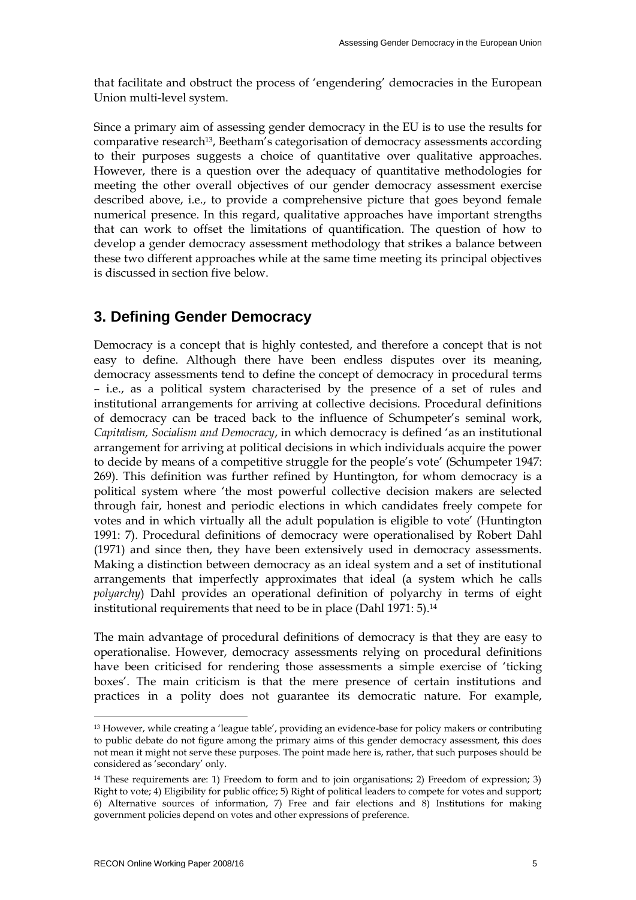that facilitate and obstruct the process of 'engendering' democracies in the European Union multi-level system.

Since a primary aim of assessing gender democracy in the EU is to use the results for comparative research[13], Beetham's categorisation of democracy assessments according to their purposes suggests a choice of quantitative over qualitative approaches. However, there is a question over the adequacy of quantitative methodologies for meeting the other overall objectives of our gender democracy assessment exercise described above, i.e., to provide a comprehensive picture that goes beyond female numerical presence. In this regard, qualitative approaches have important strengths that can work to offset the limitations of quantification. The question of how to develop a gender democracy assessment methodology that strikes a balance between these two different approaches while at the same time meeting its principal objectives is discussed in section five below.

## 3. Defining Gender Democracy

Democracy is a concept that is highly contested, and therefore a concept that is not easy to define. Although there have been endless disputes over its meaning, democracy assessments tend to define the concept of democracy in procedural terms – i.e., as a political system characterised by the presence of a set of rules and institutional arrangements for arriving at collective decisions. Procedural definitions of democracy can be traced back to the influence of Schumpeter's seminal work, *Capitalism, Socialism and Democracy*, in which democracy is defined 'as an institutional arrangement for arriving at political decisions in which individuals acquire the power to decide by means of a competitive struggle for the people's vote' (Schumpeter 1947: 269). This definition was further refined by Huntington, for whom democracy is a political system where 'the most powerful collective decision makers are selected through fair, honest and periodic elections in which candidates freely compete for votes and in which virtually all the adult population is eligible to vote' (Huntington 1991: 7). Procedural definitions of democracy were operationalised by Robert Dahl (1971) and since then, they have been extensively used in democracy assessments. Making a distinction between democracy as an ideal system and a set of institutional arrangements that imperfectly approximates that ideal (a system which he calls *polyarchy*) Dahl provides an operational definition of polyarchy in terms of eight institutional requirements that need to be in place (Dahl 1971: 5).[14]

The main advantage of procedural definitions of democracy is that they are easy to operationalise. However, democracy assessments relying on procedural definitions have been criticised for rendering those assessments a simple exercise of 'ticking boxes'. The main criticism is that the mere presence of certain institutions and practices in a polity does not guarantee its democratic nature. For example,

---

[13] However, while creating a 'league table', providing an evidence-base for policy makers or contributing to public debate do not figure among the primary aims of this gender democracy assessment, this does not mean it might not serve these purposes. The point made here is, rather, that such purposes should be considered as 'secondary' only.

[14] These requirements are: 1) Freedom to form and to join organisations; 2) Freedom of expression; 3) Right to vote; 4) Eligibility for public office; 5) Right of political leaders to compete for votes and support; 6) Alternative sources of information, 7) Free and fair elections and 8) Institutions for making government policies depend on votes and other expressions of preference.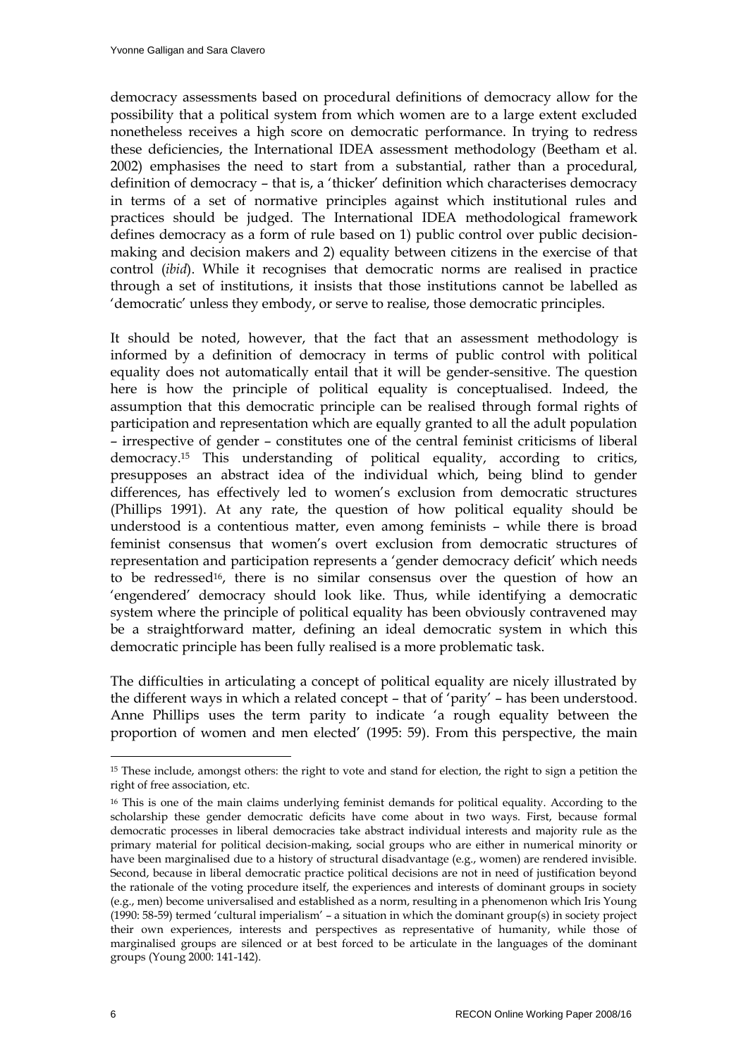democracy assessments based on procedural definitions of democracy allow for the possibility that a political system from which women are to a large extent excluded nonetheless receives a high score on democratic performance. In trying to redress these deficiencies, the International IDEA assessment methodology (Beetham et al. 2002) emphasises the need to start from a substantial, rather than a procedural, definition of democracy – that is, a 'thicker' definition which characterises democracy in terms of a set of normative principles against which institutional rules and practices should be judged. The International IDEA methodological framework defines democracy as a form of rule based on 1) public control over public decision-making and decision makers and 2) equality between citizens in the exercise of that control (*ibid*). While it recognises that democratic norms are realised in practice through a set of institutions, it insists that those institutions cannot be labelled as 'democratic' unless they embody, or serve to realise, those democratic principles.

It should be noted, however, that the fact that an assessment methodology is informed by a definition of democracy in terms of public control with political equality does not automatically entail that it will be gender-sensitive. The question here is how the principle of political equality is conceptualised. Indeed, the assumption that this democratic principle can be realised through formal rights of participation and representation which are equally granted to all the adult population – irrespective of gender – constitutes one of the central feminist criticisms of liberal democracy.[15] This understanding of political equality, according to critics, presupposes an abstract idea of the individual which, being blind to gender differences, has effectively led to women's exclusion from democratic structures (Phillips 1991). At any rate, the question of how political equality should be understood is a contentious matter, even among feminists – while there is broad feminist consensus that women's overt exclusion from democratic structures of representation and participation represents a 'gender democracy deficit' which needs to be redressed[16], there is no similar consensus over the question of how an 'engendered' democracy should look like. Thus, while identifying a democratic system where the principle of political equality has been obviously contravened may be a straightforward matter, defining an ideal democratic system in which this democratic principle has been fully realised is a more problematic task.

The difficulties in articulating a concept of political equality are nicely illustrated by the different ways in which a related concept – that of 'parity' – has been understood. Anne Phillips uses the term parity to indicate 'a rough equality between the proportion of women and men elected' (1995: 59). From this perspective, the main

---

[15] These include, amongst others: the right to vote and stand for election, the right to sign a petition the right of free association, etc.

[16] This is one of the main claims underlying feminist demands for political equality. According to the scholarship these gender democratic deficits have come about in two ways. First, because formal democratic processes in liberal democracies take abstract individual interests and majority rule as the primary material for political decision-making, social groups who are either in numerical minority or have been marginalised due to a history of structural disadvantage (e.g., women) are rendered invisible. Second, because in liberal democratic practice political decisions are not in need of justification beyond the rationale of the voting procedure itself, the experiences and interests of dominant groups in society (e.g., men) become universalised and established as a norm, resulting in a phenomenon which Iris Young (1990: 58-59) termed 'cultural imperialism' – a situation in which the dominant group(s) in society project their own experiences, interests and perspectives as representative of humanity, while those of marginalised groups are silenced or at best forced to be articulate in the languages of the dominant groups (Young 2000: 141-142).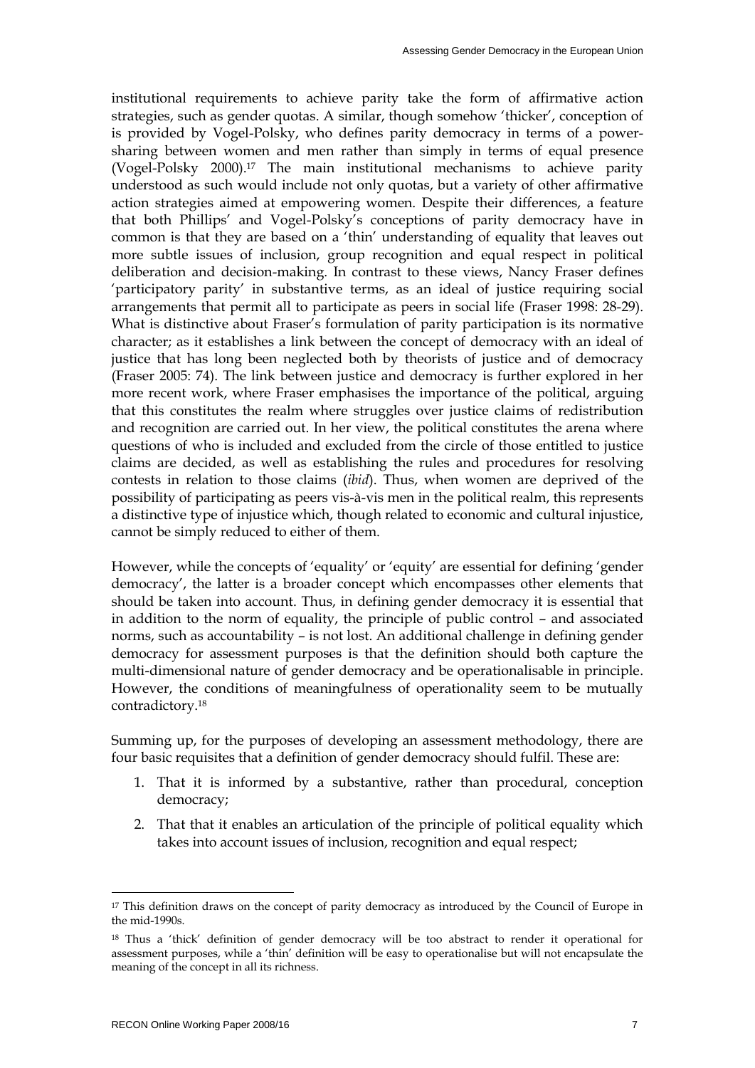institutional requirements to achieve parity take the form of affirmative action strategies, such as gender quotas. A similar, though somehow 'thicker', conception of is provided by Vogel-Polsky, who defines parity democracy in terms of a power-sharing between women and men rather than simply in terms of equal presence (Vogel-Polsky 2000).[17] The main institutional mechanisms to achieve parity understood as such would include not only quotas, but a variety of other affirmative action strategies aimed at empowering women. Despite their differences, a feature that both Phillips' and Vogel-Polsky's conceptions of parity democracy have in common is that they are based on a 'thin' understanding of equality that leaves out more subtle issues of inclusion, group recognition and equal respect in political deliberation and decision-making. In contrast to these views, Nancy Fraser defines 'participatory parity' in substantive terms, as an ideal of justice requiring social arrangements that permit all to participate as peers in social life (Fraser 1998: 28-29). What is distinctive about Fraser's formulation of parity participation is its normative character; as it establishes a link between the concept of democracy with an ideal of justice that has long been neglected both by theorists of justice and of democracy (Fraser 2005: 74). The link between justice and democracy is further explored in her more recent work, where Fraser emphasises the importance of the political, arguing that this constitutes the realm where struggles over justice claims of redistribution and recognition are carried out. In her view, the political constitutes the arena where questions of who is included and excluded from the circle of those entitled to justice claims are decided, as well as establishing the rules and procedures for resolving contests in relation to those claims (*ibid*). Thus, when women are deprived of the possibility of participating as peers vis-à-vis men in the political realm, this represents a distinctive type of injustice which, though related to economic and cultural injustice, cannot be simply reduced to either of them.

However, while the concepts of 'equality' or 'equity' are essential for defining 'gender democracy', the latter is a broader concept which encompasses other elements that should be taken into account. Thus, in defining gender democracy it is essential that in addition to the norm of equality, the principle of public control – and associated norms, such as accountability – is not lost. An additional challenge in defining gender democracy for assessment purposes is that the definition should both capture the multi-dimensional nature of gender democracy and be operationalisable in principle. However, the conditions of meaningfulness of operationality seem to be mutually contradictory.[18]

Summing up, for the purposes of developing an assessment methodology, there are four basic requisites that a definition of gender democracy should fulfil. These are:

1. That it is informed by a substantive, rather than procedural, conception democracy;
2. That that it enables an articulation of the principle of political equality which takes into account issues of inclusion, recognition and equal respect;

---

[17] This definition draws on the concept of parity democracy as introduced by the Council of Europe in the mid-1990s.

[18] Thus a 'thick' definition of gender democracy will be too abstract to render it operational for assessment purposes, while a 'thin' definition will be easy to operationalise but will not encapsulate the meaning of the concept in all its richness.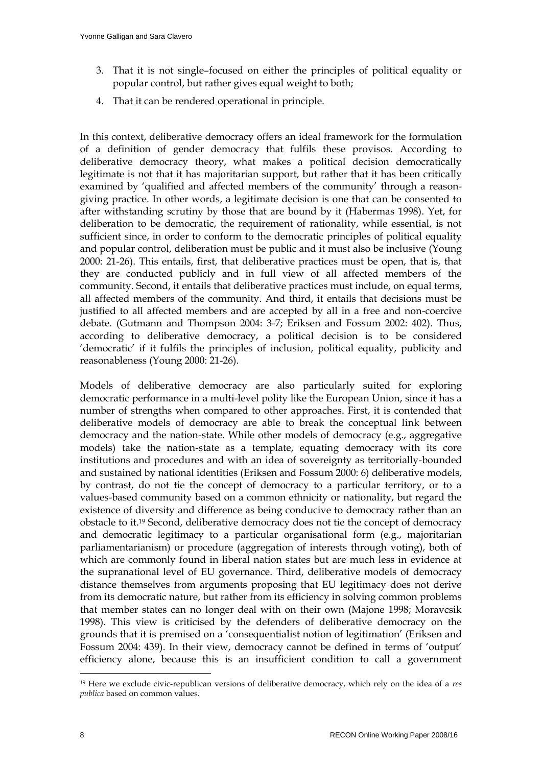3. That it is not single–focused on either the principles of political equality or popular control, but rather gives equal weight to both;
4. That it can be rendered operational in principle.

In this context, deliberative democracy offers an ideal framework for the formulation of a definition of gender democracy that fulfils these provisos. According to deliberative democracy theory, what makes a political decision democratically legitimate is not that it has majoritarian support, but rather that it has been critically examined by 'qualified and affected members of the community' through a reason-giving practice. In other words, a legitimate decision is one that can be consented to after withstanding scrutiny by those that are bound by it (Habermas 1998). Yet, for deliberation to be democratic, the requirement of rationality, while essential, is not sufficient since, in order to conform to the democratic principles of political equality and popular control, deliberation must be public and it must also be inclusive (Young 2000: 21-26). This entails, first, that deliberative practices must be open, that is, that they are conducted publicly and in full view of all affected members of the community. Second, it entails that deliberative practices must include, on equal terms, all affected members of the community. And third, it entails that decisions must be justified to all affected members and are accepted by all in a free and non-coercive debate. (Gutmann and Thompson 2004: 3-7; Eriksen and Fossum 2002: 402). Thus, according to deliberative democracy, a political decision is to be considered 'democratic' if it fulfils the principles of inclusion, political equality, publicity and reasonableness (Young 2000: 21-26).

Models of deliberative democracy are also particularly suited for exploring democratic performance in a multi-level polity like the European Union, since it has a number of strengths when compared to other approaches. First, it is contended that deliberative models of democracy are able to break the conceptual link between democracy and the nation-state. While other models of democracy (e.g., aggregative models) take the nation-state as a template, equating democracy with its core institutions and procedures and with an idea of sovereignty as territorially-bounded and sustained by national identities (Eriksen and Fossum 2000: 6) deliberative models, by contrast, do not tie the concept of democracy to a particular territory, or to a values-based community based on a common ethnicity or nationality, but regard the existence of diversity and difference as being conducive to democracy rather than an obstacle to it.[19] Second, deliberative democracy does not tie the concept of democracy and democratic legitimacy to a particular organisational form (e.g., majoritarian parliamentarianism) or procedure (aggregation of interests through voting), both of which are commonly found in liberal nation states but are much less in evidence at the supranational level of EU governance. Third, deliberative models of democracy distance themselves from arguments proposing that EU legitimacy does not derive from its democratic nature, but rather from its efficiency in solving common problems that member states can no longer deal with on their own (Majone 1998; Moravcsik 1998). This view is criticised by the defenders of deliberative democracy on the grounds that it is premised on a 'consequentialist notion of legitimation' (Eriksen and Fossum 2004: 439). In their view, democracy cannot be defined in terms of 'output' efficiency alone, because this is an insufficient condition to call a government

[19] Here we exclude civic-republican versions of deliberative democracy, which rely on the idea of a *res publica* based on common values.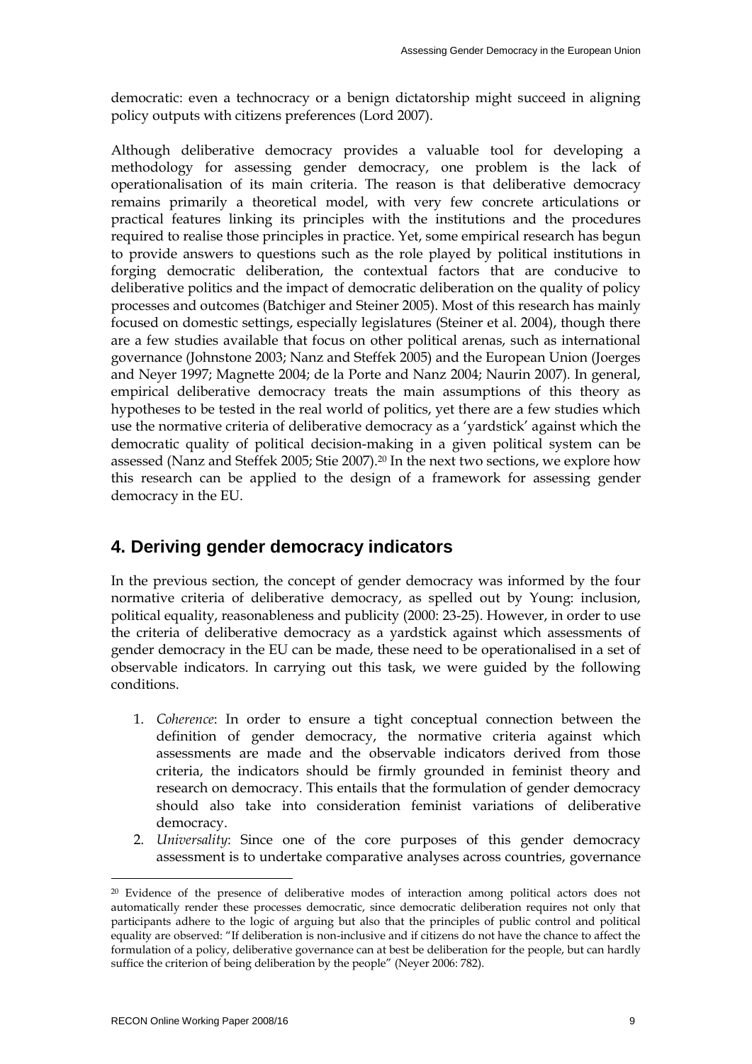democratic: even a technocracy or a benign dictatorship might succeed in aligning policy outputs with citizens preferences (Lord 2007).

Although deliberative democracy provides a valuable tool for developing a methodology for assessing gender democracy, one problem is the lack of operationalisation of its main criteria. The reason is that deliberative democracy remains primarily a theoretical model, with very few concrete articulations or practical features linking its principles with the institutions and the procedures required to realise those principles in practice. Yet, some empirical research has begun to provide answers to questions such as the role played by political institutions in forging democratic deliberation, the contextual factors that are conducive to deliberative politics and the impact of democratic deliberation on the quality of policy processes and outcomes (Batchiger and Steiner 2005). Most of this research has mainly focused on domestic settings, especially legislatures (Steiner et al. 2004), though there are a few studies available that focus on other political arenas, such as international governance (Johnstone 2003; Nanz and Steffek 2005) and the European Union (Joerges and Neyer 1997; Magnette 2004; de la Porte and Nanz 2004; Naurin 2007). In general, empirical deliberative democracy treats the main assumptions of this theory as hypotheses to be tested in the real world of politics, yet there are a few studies which use the normative criteria of deliberative democracy as a 'yardstick' against which the democratic quality of political decision-making in a given political system can be assessed (Nanz and Steffek 2005; Stie 2007).[20] In the next two sections, we explore how this research can be applied to the design of a framework for assessing gender democracy in the EU.

## 4. Deriving gender democracy indicators

In the previous section, the concept of gender democracy was informed by the four normative criteria of deliberative democracy, as spelled out by Young: inclusion, political equality, reasonableness and publicity (2000: 23-25). However, in order to use the criteria of deliberative democracy as a yardstick against which assessments of gender democracy in the EU can be made, these need to be operationalised in a set of observable indicators. In carrying out this task, we were guided by the following conditions.

1. *Coherence*: In order to ensure a tight conceptual connection between the definition of gender democracy, the normative criteria against which assessments are made and the observable indicators derived from those criteria, the indicators should be firmly grounded in feminist theory and research on democracy. This entails that the formulation of gender democracy should also take into consideration feminist variations of deliberative democracy.
2. *Universality*: Since one of the core purposes of this gender democracy assessment is to undertake comparative analyses across countries, governance

[20] Evidence of the presence of deliberative modes of interaction among political actors does not automatically render these processes democratic, since democratic deliberation requires not only that participants adhere to the logic of arguing but also that the principles of public control and political equality are observed: "If deliberation is non-inclusive and if citizens do not have the chance to affect the formulation of a policy, deliberative governance can at best be deliberation for the people, but can hardly suffice the criterion of being deliberation by the people" (Neyer 2006: 782).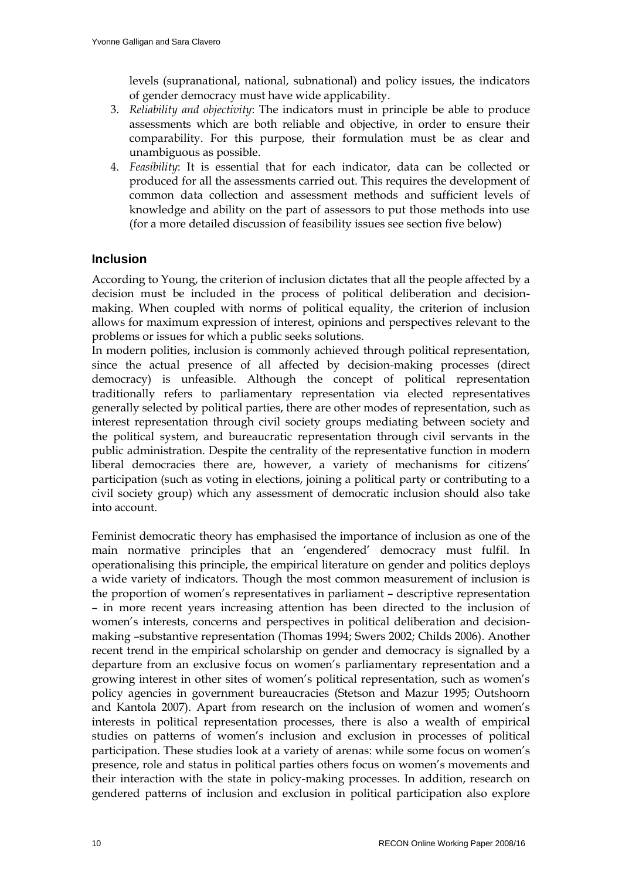levels (supranational, national, subnational) and policy issues, the indicators of gender democracy must have wide applicability.

3. *Reliability and objectivity*: The indicators must in principle be able to produce assessments which are both reliable and objective, in order to ensure their comparability. For this purpose, their formulation must be as clear and unambiguous as possible.
4. *Feasibility*: It is essential that for each indicator, data can be collected or produced for all the assessments carried out. This requires the development of common data collection and assessment methods and sufficient levels of knowledge and ability on the part of assessors to put those methods into use (for a more detailed discussion of feasibility issues see section five below)

## Inclusion

According to Young, the criterion of inclusion dictates that all the people affected by a decision must be included in the process of political deliberation and decision-making. When coupled with norms of political equality, the criterion of inclusion allows for maximum expression of interest, opinions and perspectives relevant to the problems or issues for which a public seeks solutions.

In modern polities, inclusion is commonly achieved through political representation, since the actual presence of all affected by decision-making processes (direct democracy) is unfeasible. Although the concept of political representation traditionally refers to parliamentary representation via elected representatives generally selected by political parties, there are other modes of representation, such as interest representation through civil society groups mediating between society and the political system, and bureaucratic representation through civil servants in the public administration. Despite the centrality of the representative function in modern liberal democracies there are, however, a variety of mechanisms for citizens' participation (such as voting in elections, joining a political party or contributing to a civil society group) which any assessment of democratic inclusion should also take into account.

Feminist democratic theory has emphasised the importance of inclusion as one of the main normative principles that an 'engendered' democracy must fulfil. In operationalising this principle, the empirical literature on gender and politics deploys a wide variety of indicators. Though the most common measurement of inclusion is the proportion of women's representatives in parliament – descriptive representation – in more recent years increasing attention has been directed to the inclusion of women's interests, concerns and perspectives in political deliberation and decision-making –substantive representation (Thomas 1994; Swers 2002; Childs 2006). Another recent trend in the empirical scholarship on gender and democracy is signalled by a departure from an exclusive focus on women's parliamentary representation and a growing interest in other sites of women's political representation, such as women's policy agencies in government bureaucracies (Stetson and Mazur 1995; Outshoorn and Kantola 2007). Apart from research on the inclusion of women and women's interests in political representation processes, there is also a wealth of empirical studies on patterns of women's inclusion and exclusion in processes of political participation. These studies look at a variety of arenas: while some focus on women's presence, role and status in political parties others focus on women's movements and their interaction with the state in policy-making processes. In addition, research on gendered patterns of inclusion and exclusion in political participation also explore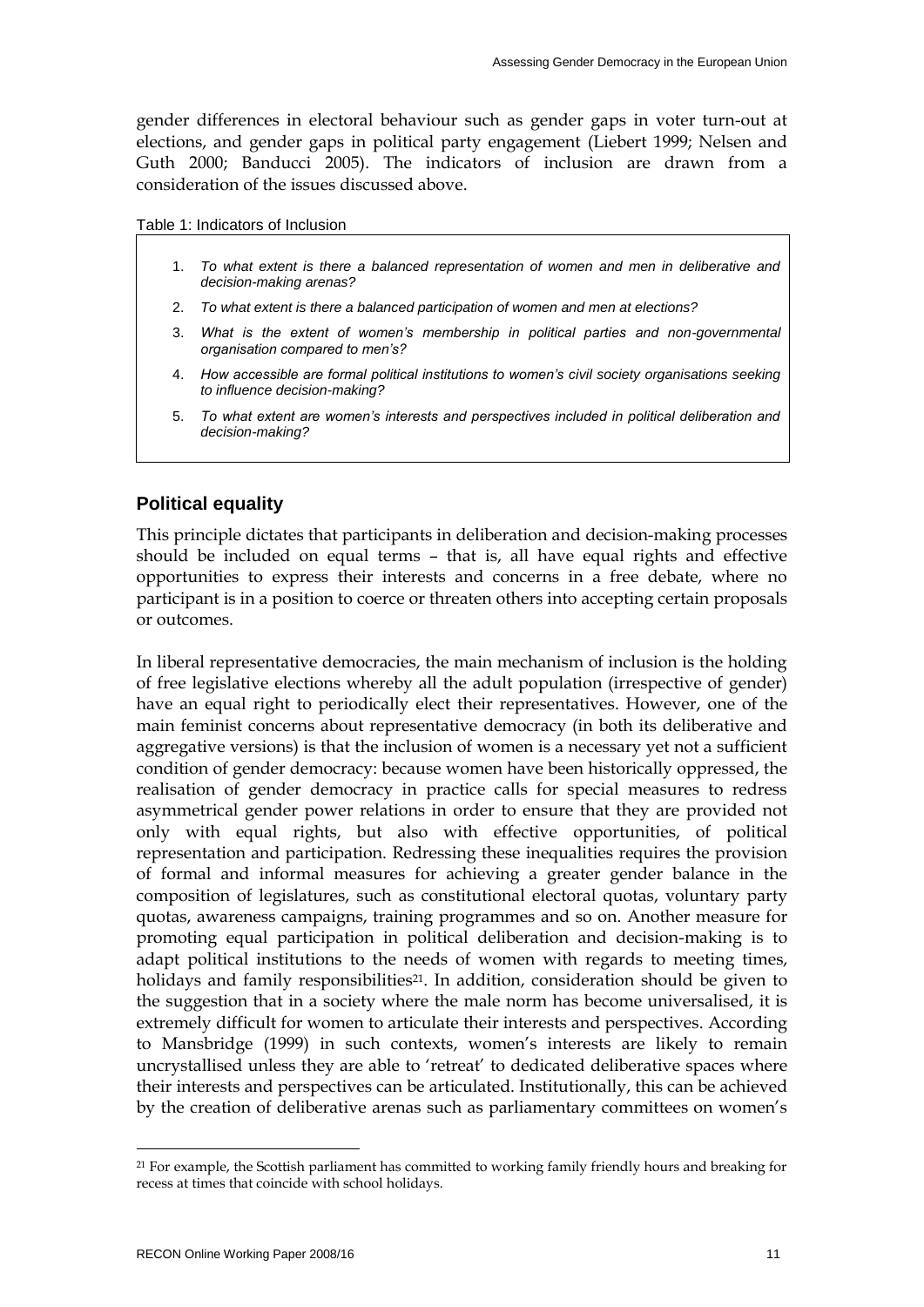gender differences in electoral behaviour such as gender gaps in voter turn-out at elections, and gender gaps in political party engagement (Liebert 1999; Nelsen and Guth 2000; Banducci 2005). The indicators of inclusion are drawn from a consideration of the issues discussed above.

Table 1: Indicators of Inclusion

1. *To what extent is there a balanced representation of women and men in deliberative and decision-making arenas?*
2. *To what extent is there a balanced participation of women and men at elections?*
3. *What is the extent of women's membership in political parties and non-governmental organisation compared to men's?*
4. *How accessible are formal political institutions to women's civil society organisations seeking to influence decision-making?*
5. *To what extent are women's interests and perspectives included in political deliberation and decision-making?*

### Political equality

This principle dictates that participants in deliberation and decision-making processes should be included on equal terms – that is, all have equal rights and effective opportunities to express their interests and concerns in a free debate, where no participant is in a position to coerce or threaten others into accepting certain proposals or outcomes.

In liberal representative democracies, the main mechanism of inclusion is the holding of free legislative elections whereby all the adult population (irrespective of gender) have an equal right to periodically elect their representatives. However, one of the main feminist concerns about representative democracy (in both its deliberative and aggregative versions) is that the inclusion of women is a necessary yet not a sufficient condition of gender democracy: because women have been historically oppressed, the realisation of gender democracy in practice calls for special measures to redress asymmetrical gender power relations in order to ensure that they are provided not only with equal rights, but also with effective opportunities, of political representation and participation. Redressing these inequalities requires the provision of formal and informal measures for achieving a greater gender balance in the composition of legislatures, such as constitutional electoral quotas, voluntary party quotas, awareness campaigns, training programmes and so on. Another measure for promoting equal participation in political deliberation and decision-making is to adapt political institutions to the needs of women with regards to meeting times, holidays and family responsibilities[21]. In addition, consideration should be given to the suggestion that in a society where the male norm has become universalised, it is extremely difficult for women to articulate their interests and perspectives. According to Mansbridge (1999) in such contexts, women's interests are likely to remain uncrystallised unless they are able to 'retreat' to dedicated deliberative spaces where their interests and perspectives can be articulated. Institutionally, this can be achieved by the creation of deliberative arenas such as parliamentary committees on women's

[21] For example, the Scottish parliament has committed to working family friendly hours and breaking for recess at times that coincide with school holidays.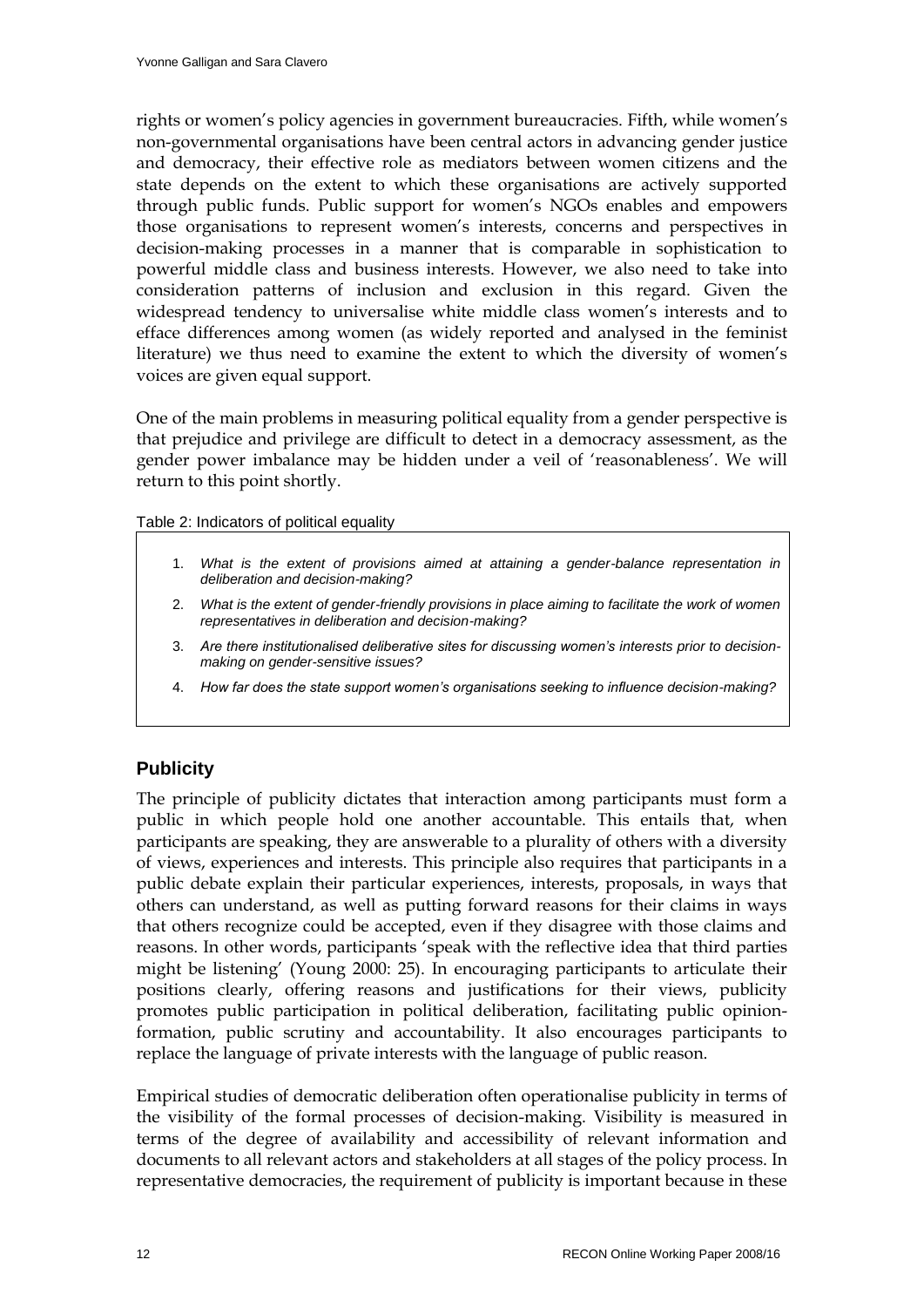rights or women's policy agencies in government bureaucracies. Fifth, while women's non-governmental organisations have been central actors in advancing gender justice and democracy, their effective role as mediators between women citizens and the state depends on the extent to which these organisations are actively supported through public funds. Public support for women's NGOs enables and empowers those organisations to represent women's interests, concerns and perspectives in decision-making processes in a manner that is comparable in sophistication to powerful middle class and business interests. However, we also need to take into consideration patterns of inclusion and exclusion in this regard. Given the widespread tendency to universalise white middle class women's interests and to efface differences among women (as widely reported and analysed in the feminist literature) we thus need to examine the extent to which the diversity of women's voices are given equal support.

One of the main problems in measuring political equality from a gender perspective is that prejudice and privilege are difficult to detect in a democracy assessment, as the gender power imbalance may be hidden under a veil of 'reasonableness'. We will return to this point shortly.

Table 2: Indicators of political equality

1. *What is the extent of provisions aimed at attaining a gender-balance representation in deliberation and decision-making?*
2. *What is the extent of gender-friendly provisions in place aiming to facilitate the work of women representatives in deliberation and decision-making?*
3. *Are there institutionalised deliberative sites for discussing women's interests prior to decision-making on gender-sensitive issues?*
4. *How far does the state support women's organisations seeking to influence decision-making?*

## Publicity

The principle of publicity dictates that interaction among participants must form a public in which people hold one another accountable. This entails that, when participants are speaking, they are answerable to a plurality of others with a diversity of views, experiences and interests. This principle also requires that participants in a public debate explain their particular experiences, interests, proposals, in ways that others can understand, as well as putting forward reasons for their claims in ways that others recognize could be accepted, even if they disagree with those claims and reasons. In other words, participants 'speak with the reflective idea that third parties might be listening' (Young 2000: 25). In encouraging participants to articulate their positions clearly, offering reasons and justifications for their views, publicity promotes public participation in political deliberation, facilitating public opinion-formation, public scrutiny and accountability. It also encourages participants to replace the language of private interests with the language of public reason.

Empirical studies of democratic deliberation often operationalise publicity in terms of the visibility of the formal processes of decision-making. Visibility is measured in terms of the degree of availability and accessibility of relevant information and documents to all relevant actors and stakeholders at all stages of the policy process. In representative democracies, the requirement of publicity is important because in these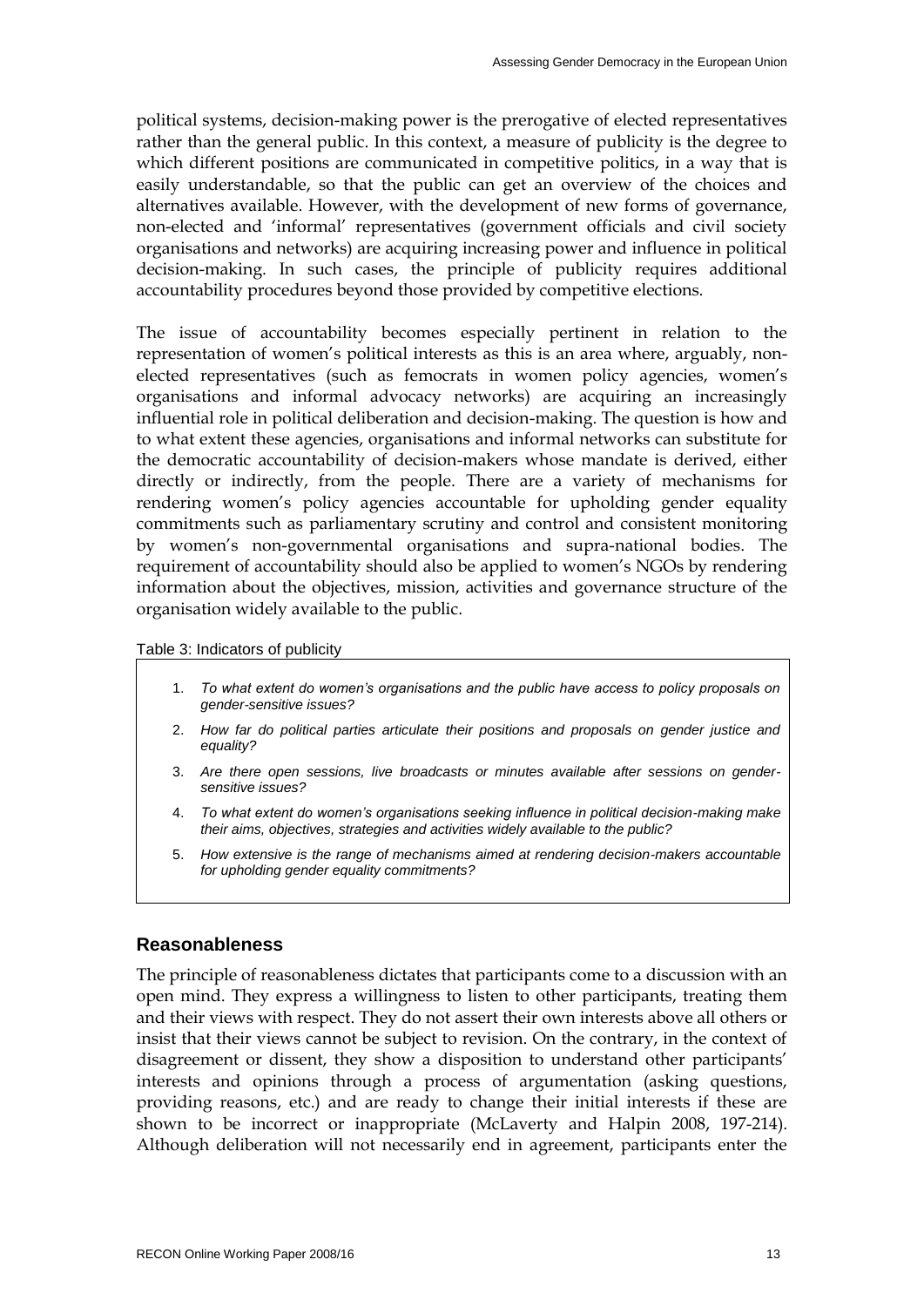political systems, decision-making power is the prerogative of elected representatives rather than the general public. In this context, a measure of publicity is the degree to which different positions are communicated in competitive politics, in a way that is easily understandable, so that the public can get an overview of the choices and alternatives available. However, with the development of new forms of governance, non-elected and 'informal' representatives (government officials and civil society organisations and networks) are acquiring increasing power and influence in political decision-making. In such cases, the principle of publicity requires additional accountability procedures beyond those provided by competitive elections.

The issue of accountability becomes especially pertinent in relation to the representation of women's political interests as this is an area where, arguably, non-elected representatives (such as femocrats in women policy agencies, women's organisations and informal advocacy networks) are acquiring an increasingly influential role in political deliberation and decision-making. The question is how and to what extent these agencies, organisations and informal networks can substitute for the democratic accountability of decision-makers whose mandate is derived, either directly or indirectly, from the people. There are a variety of mechanisms for rendering women's policy agencies accountable for upholding gender equality commitments such as parliamentary scrutiny and control and consistent monitoring by women's non-governmental organisations and supra-national bodies. The requirement of accountability should also be applied to women's NGOs by rendering information about the objectives, mission, activities and governance structure of the organisation widely available to the public.

Table 3: Indicators of publicity

1. *To what extent do women's organisations and the public have access to policy proposals on gender-sensitive issues?*
2. *How far do political parties articulate their positions and proposals on gender justice and equality?*
3. *Are there open sessions, live broadcasts or minutes available after sessions on gender-sensitive issues?*
4. *To what extent do women's organisations seeking influence in political decision-making make their aims, objectives, strategies and activities widely available to the public?*
5. *How extensive is the range of mechanisms aimed at rendering decision-makers accountable for upholding gender equality commitments?*

## Reasonableness

The principle of reasonableness dictates that participants come to a discussion with an open mind. They express a willingness to listen to other participants, treating them and their views with respect. They do not assert their own interests above all others or insist that their views cannot be subject to revision. On the contrary, in the context of disagreement or dissent, they show a disposition to understand other participants' interests and opinions through a process of argumentation (asking questions, providing reasons, etc.) and are ready to change their initial interests if these are shown to be incorrect or inappropriate (McLaverty and Halpin 2008, 197-214). Although deliberation will not necessarily end in agreement, participants enter the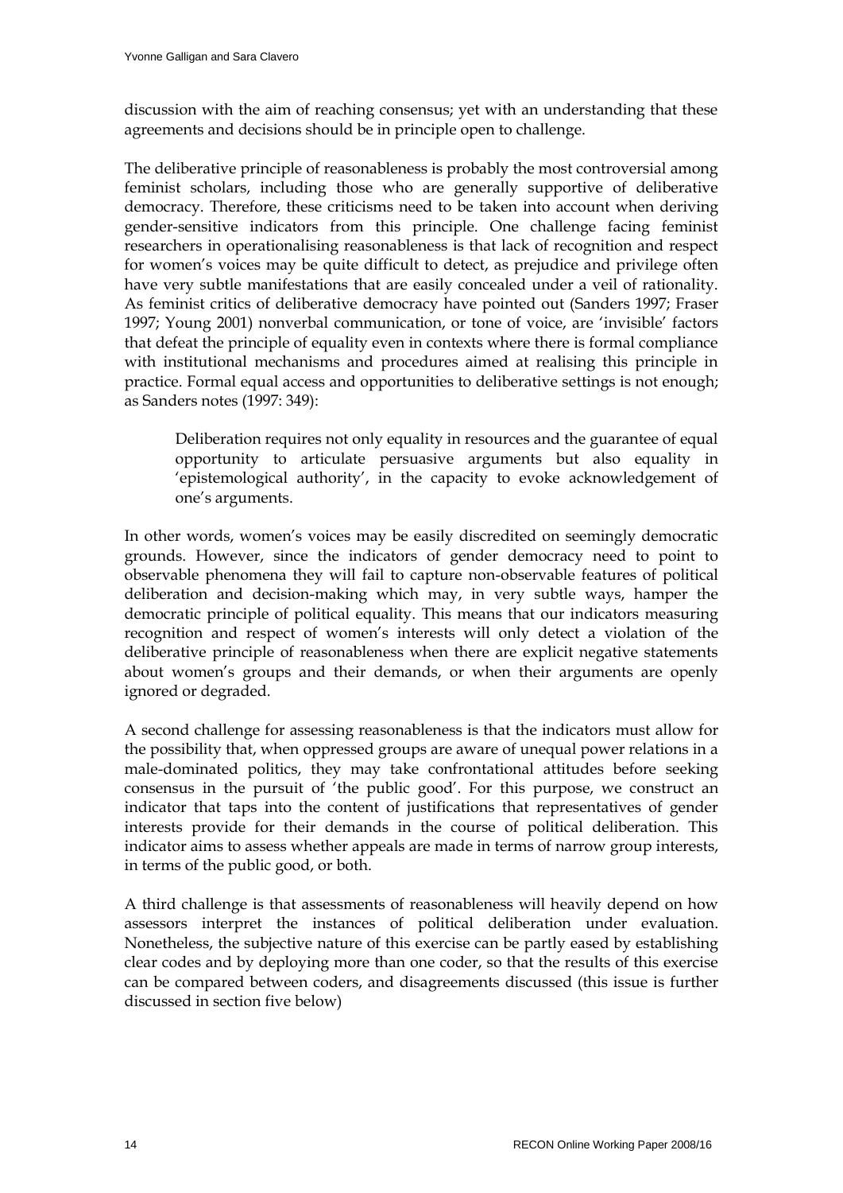discussion with the aim of reaching consensus; yet with an understanding that these agreements and decisions should be in principle open to challenge.

The deliberative principle of reasonableness is probably the most controversial among feminist scholars, including those who are generally supportive of deliberative democracy. Therefore, these criticisms need to be taken into account when deriving gender-sensitive indicators from this principle. One challenge facing feminist researchers in operationalising reasonableness is that lack of recognition and respect for women's voices may be quite difficult to detect, as prejudice and privilege often have very subtle manifestations that are easily concealed under a veil of rationality. As feminist critics of deliberative democracy have pointed out (Sanders 1997; Fraser 1997; Young 2001) nonverbal communication, or tone of voice, are 'invisible' factors that defeat the principle of equality even in contexts where there is formal compliance with institutional mechanisms and procedures aimed at realising this principle in practice. Formal equal access and opportunities to deliberative settings is not enough; as Sanders notes (1997: 349):

> Deliberation requires not only equality in resources and the guarantee of equal opportunity to articulate persuasive arguments but also equality in 'epistemological authority', in the capacity to evoke acknowledgement of one's arguments.

In other words, women's voices may be easily discredited on seemingly democratic grounds. However, since the indicators of gender democracy need to point to observable phenomena they will fail to capture non-observable features of political deliberation and decision-making which may, in very subtle ways, hamper the democratic principle of political equality. This means that our indicators measuring recognition and respect of women's interests will only detect a violation of the deliberative principle of reasonableness when there are explicit negative statements about women's groups and their demands, or when their arguments are openly ignored or degraded.

A second challenge for assessing reasonableness is that the indicators must allow for the possibility that, when oppressed groups are aware of unequal power relations in a male-dominated politics, they may take confrontational attitudes before seeking consensus in the pursuit of 'the public good'. For this purpose, we construct an indicator that taps into the content of justifications that representatives of gender interests provide for their demands in the course of political deliberation. This indicator aims to assess whether appeals are made in terms of narrow group interests, in terms of the public good, or both.

A third challenge is that assessments of reasonableness will heavily depend on how assessors interpret the instances of political deliberation under evaluation. Nonetheless, the subjective nature of this exercise can be partly eased by establishing clear codes and by deploying more than one coder, so that the results of this exercise can be compared between coders, and disagreements discussed (this issue is further discussed in section five below)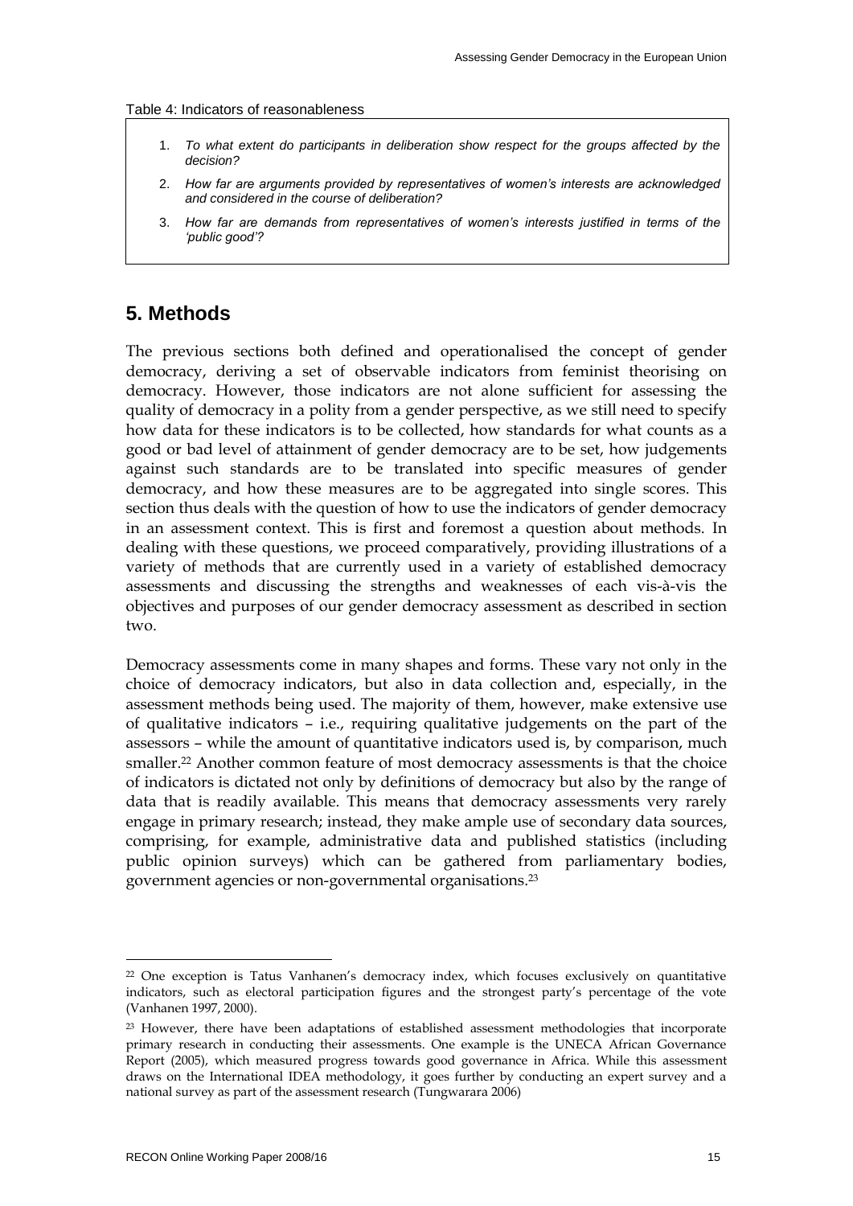Table 4: Indicators of reasonableness

1. *To what extent do participants in deliberation show respect for the groups affected by the decision?*
2. *How far are arguments provided by representatives of women's interests are acknowledged and considered in the course of deliberation?*
3. *How far are demands from representatives of women's interests justified in terms of the 'public good'?*

## 5. Methods

The previous sections both defined and operationalised the concept of gender democracy, deriving a set of observable indicators from feminist theorising on democracy. However, those indicators are not alone sufficient for assessing the quality of democracy in a polity from a gender perspective, as we still need to specify how data for these indicators is to be collected, how standards for what counts as a good or bad level of attainment of gender democracy are to be set, how judgements against such standards are to be translated into specific measures of gender democracy, and how these measures are to be aggregated into single scores. This section thus deals with the question of how to use the indicators of gender democracy in an assessment context. This is first and foremost a question about methods. In dealing with these questions, we proceed comparatively, providing illustrations of a variety of methods that are currently used in a variety of established democracy assessments and discussing the strengths and weaknesses of each vis-à-vis the objectives and purposes of our gender democracy assessment as described in section two.

Democracy assessments come in many shapes and forms. These vary not only in the choice of democracy indicators, but also in data collection and, especially, in the assessment methods being used. The majority of them, however, make extensive use of qualitative indicators – i.e., requiring qualitative judgements on the part of the assessors – while the amount of quantitative indicators used is, by comparison, much smaller.[22] Another common feature of most democracy assessments is that the choice of indicators is dictated not only by definitions of democracy but also by the range of data that is readily available. This means that democracy assessments very rarely engage in primary research; instead, they make ample use of secondary data sources, comprising, for example, administrative data and published statistics (including public opinion surveys) which can be gathered from parliamentary bodies, government agencies or non-governmental organisations.[23]

[22] One exception is Tatus Vanhanen's democracy index, which focuses exclusively on quantitative indicators, such as electoral participation figures and the strongest party's percentage of the vote (Vanhanen 1997, 2000).

[23] However, there have been adaptations of established assessment methodologies that incorporate primary research in conducting their assessments. One example is the UNECA African Governance Report (2005), which measured progress towards good governance in Africa. While this assessment draws on the International IDEA methodology, it goes further by conducting an expert survey and a national survey as part of the assessment research (Tungwarara 2006)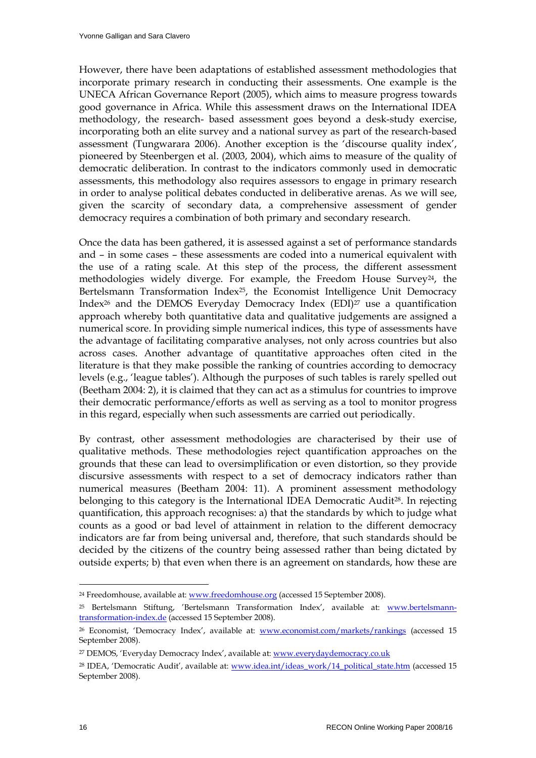However, there have been adaptations of established assessment methodologies that incorporate primary research in conducting their assessments. One example is the UNECA African Governance Report (2005), which aims to measure progress towards good governance in Africa. While this assessment draws on the International IDEA methodology, the research- based assessment goes beyond a desk-study exercise, incorporating both an elite survey and a national survey as part of the research-based assessment (Tungwarara 2006). Another exception is the 'discourse quality index', pioneered by Steenbergen et al. (2003, 2004), which aims to measure of the quality of democratic deliberation. In contrast to the indicators commonly used in democratic assessments, this methodology also requires assessors to engage in primary research in order to analyse political debates conducted in deliberative arenas. As we will see, given the scarcity of secondary data, a comprehensive assessment of gender democracy requires a combination of both primary and secondary research.

Once the data has been gathered, it is assessed against a set of performance standards and – in some cases – these assessments are coded into a numerical equivalent with the use of a rating scale. At this step of the process, the different assessment methodologies widely diverge. For example, the Freedom House Survey[24], the Bertelsmann Transformation Index[25], the Economist Intelligence Unit Democracy Index[26] and the DEMOS Everyday Democracy Index (EDI)[27] use a quantification approach whereby both quantitative data and qualitative judgements are assigned a numerical score. In providing simple numerical indices, this type of assessments have the advantage of facilitating comparative analyses, not only across countries but also across cases. Another advantage of quantitative approaches often cited in the literature is that they make possible the ranking of countries according to democracy levels (e.g., 'league tables'). Although the purposes of such tables is rarely spelled out (Beetham 2004: 2), it is claimed that they can act as a stimulus for countries to improve their democratic performance/efforts as well as serving as a tool to monitor progress in this regard, especially when such assessments are carried out periodically.

By contrast, other assessment methodologies are characterised by their use of qualitative methods. These methodologies reject quantification approaches on the grounds that these can lead to oversimplification or even distortion, so they provide discursive assessments with respect to a set of democracy indicators rather than numerical measures (Beetham 2004: 11). A prominent assessment methodology belonging to this category is the International IDEA Democratic Audit[28]. In rejecting quantification, this approach recognises: a) that the standards by which to judge what counts as a good or bad level of attainment in relation to the different democracy indicators are far from being universal and, therefore, that such standards should be decided by the citizens of the country being assessed rather than being dictated by outside experts; b) that even when there is an agreement on standards, how these are

---

[24] Freedomhouse, available at: www.freedomhouse.org (accessed 15 September 2008).

[25] Bertelsmann Stiftung, 'Bertelsmann Transformation Index', available at: www.bertelsmann-transformation-index.de (accessed 15 September 2008).

[26] Economist, 'Democracy Index', available at: www.economist.com/markets/rankings (accessed 15 September 2008).

[27] DEMOS, 'Everyday Democracy Index', available at: www.everydaydemocracy.co.uk

[28] IDEA, 'Democratic Audit', available at: www.idea.int/ideas_work/14_political_state.htm (accessed 15 September 2008).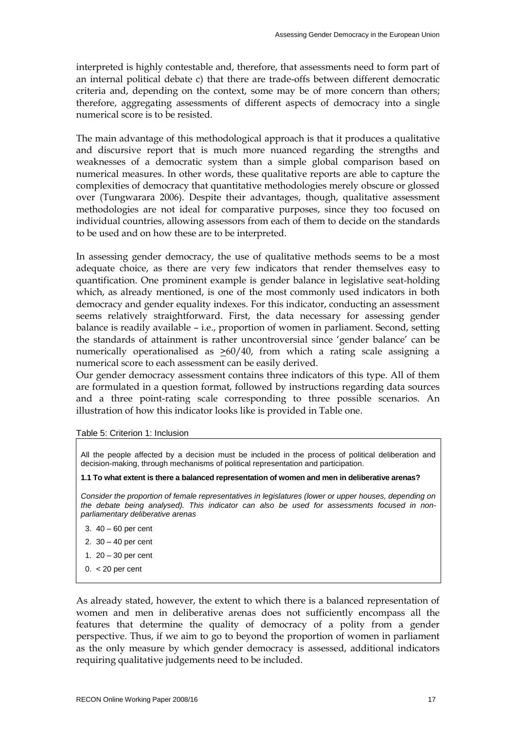interpreted is highly contestable and, therefore, that assessments need to form part of an internal political debate c) that there are trade-offs between different democratic criteria and, depending on the context, some may be of more concern than others; therefore, aggregating assessments of different aspects of democracy into a single numerical score is to be resisted.

The main advantage of this methodological approach is that it produces a qualitative and discursive report that is much more nuanced regarding the strengths and weaknesses of a democratic system than a simple global comparison based on numerical measures. In other words, these qualitative reports are able to capture the complexities of democracy that quantitative methodologies merely obscure or glossed over (Tungwarara 2006). Despite their advantages, though, qualitative assessment methodologies are not ideal for comparative purposes, since they too focused on individual countries, allowing assessors from each of them to decide on the standards to be used and on how these are to be interpreted.

In assessing gender democracy, the use of qualitative methods seems to be a most adequate choice, as there are very few indicators that render themselves easy to quantification. One prominent example is gender balance in legislative seat-holding which, as already mentioned, is one of the most commonly used indicators in both democracy and gender equality indexes. For this indicator, conducting an assessment seems relatively straightforward. First, the data necessary for assessing gender balance is readily available – i.e., proportion of women in parliament. Second, setting the standards of attainment is rather uncontroversial since 'gender balance' can be numerically operationalised as $\geq$60/40, from which a rating scale assigning a numerical score to each assessment can be easily derived.

Our gender democracy assessment contains three indicators of this type. All of them are formulated in a question format, followed by instructions regarding data sources and a three point-rating scale corresponding to three possible scenarios. An illustration of how this indicator looks like is provided in Table one.

Table 5: Criterion 1: Inclusion

All the people affected by a decision must be included in the process of political deliberation and decision-making, through mechanisms of political representation and participation.

**1.1 To what extent is there a balanced representation of women and men in deliberative arenas?**

*Consider the proportion of female representatives in legislatures (lower or upper houses, depending on the debate being analysed). This indicator can also be used for assessments focused in non-parliamentary deliberative arenas*

3. 40 – 60 per cent
2. 30 – 40 per cent
1. 20 – 30 per cent
0. < 20 per cent

As already stated, however, the extent to which there is a balanced representation of women and men in deliberative arenas does not sufficiently encompass all the features that determine the quality of democracy of a polity from a gender perspective. Thus, if we aim to go to beyond the proportion of women in parliament as the only measure by which gender democracy is assessed, additional indicators requiring qualitative judgements need to be included.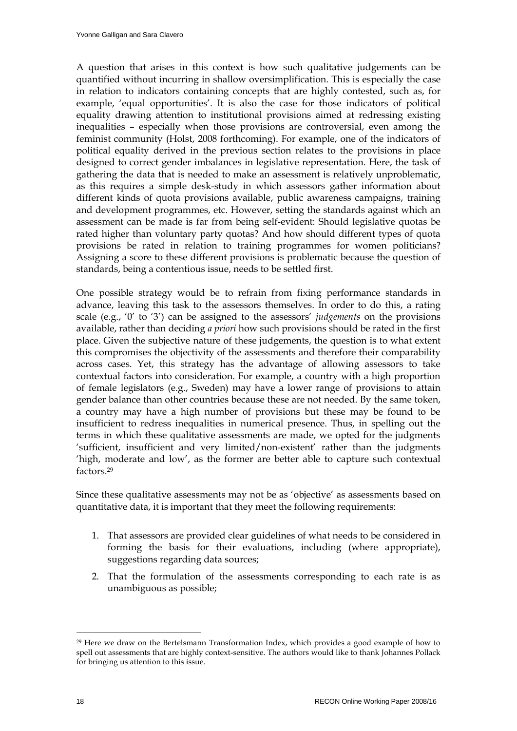A question that arises in this context is how such qualitative judgements can be quantified without incurring in shallow oversimplification. This is especially the case in relation to indicators containing concepts that are highly contested, such as, for example, 'equal opportunities'. It is also the case for those indicators of political equality drawing attention to institutional provisions aimed at redressing existing inequalities – especially when those provisions are controversial, even among the feminist community (Holst, 2008 forthcoming). For example, one of the indicators of political equality derived in the previous section relates to the provisions in place designed to correct gender imbalances in legislative representation. Here, the task of gathering the data that is needed to make an assessment is relatively unproblematic, as this requires a simple desk-study in which assessors gather information about different kinds of quota provisions available, public awareness campaigns, training and development programmes, etc. However, setting the standards against which an assessment can be made is far from being self-evident: Should legislative quotas be rated higher than voluntary party quotas? And how should different types of quota provisions be rated in relation to training programmes for women politicians? Assigning a score to these different provisions is problematic because the question of standards, being a contentious issue, needs to be settled first.

One possible strategy would be to refrain from fixing performance standards in advance, leaving this task to the assessors themselves. In order to do this, a rating scale (e.g., '0' to '3') can be assigned to the assessors' *judgements* on the provisions available, rather than deciding *a priori* how such provisions should be rated in the first place. Given the subjective nature of these judgements, the question is to what extent this compromises the objectivity of the assessments and therefore their comparability across cases. Yet, this strategy has the advantage of allowing assessors to take contextual factors into consideration. For example, a country with a high proportion of female legislators (e.g., Sweden) may have a lower range of provisions to attain gender balance than other countries because these are not needed. By the same token, a country may have a high number of provisions but these may be found to be insufficient to redress inequalities in numerical presence. Thus, in spelling out the terms in which these qualitative assessments are made, we opted for the judgments 'sufficient, insufficient and very limited/non-existent' rather than the judgments 'high, moderate and low', as the former are better able to capture such contextual factors.[29]

Since these qualitative assessments may not be as 'objective' as assessments based on quantitative data, it is important that they meet the following requirements:

1. That assessors are provided clear guidelines of what needs to be considered in forming the basis for their evaluations, including (where appropriate), suggestions regarding data sources;
2. That the formulation of the assessments corresponding to each rate is as unambiguous as possible;

[29] Here we draw on the Bertelsmann Transformation Index, which provides a good example of how to spell out assessments that are highly context-sensitive. The authors would like to thank Johannes Pollack for bringing us attention to this issue.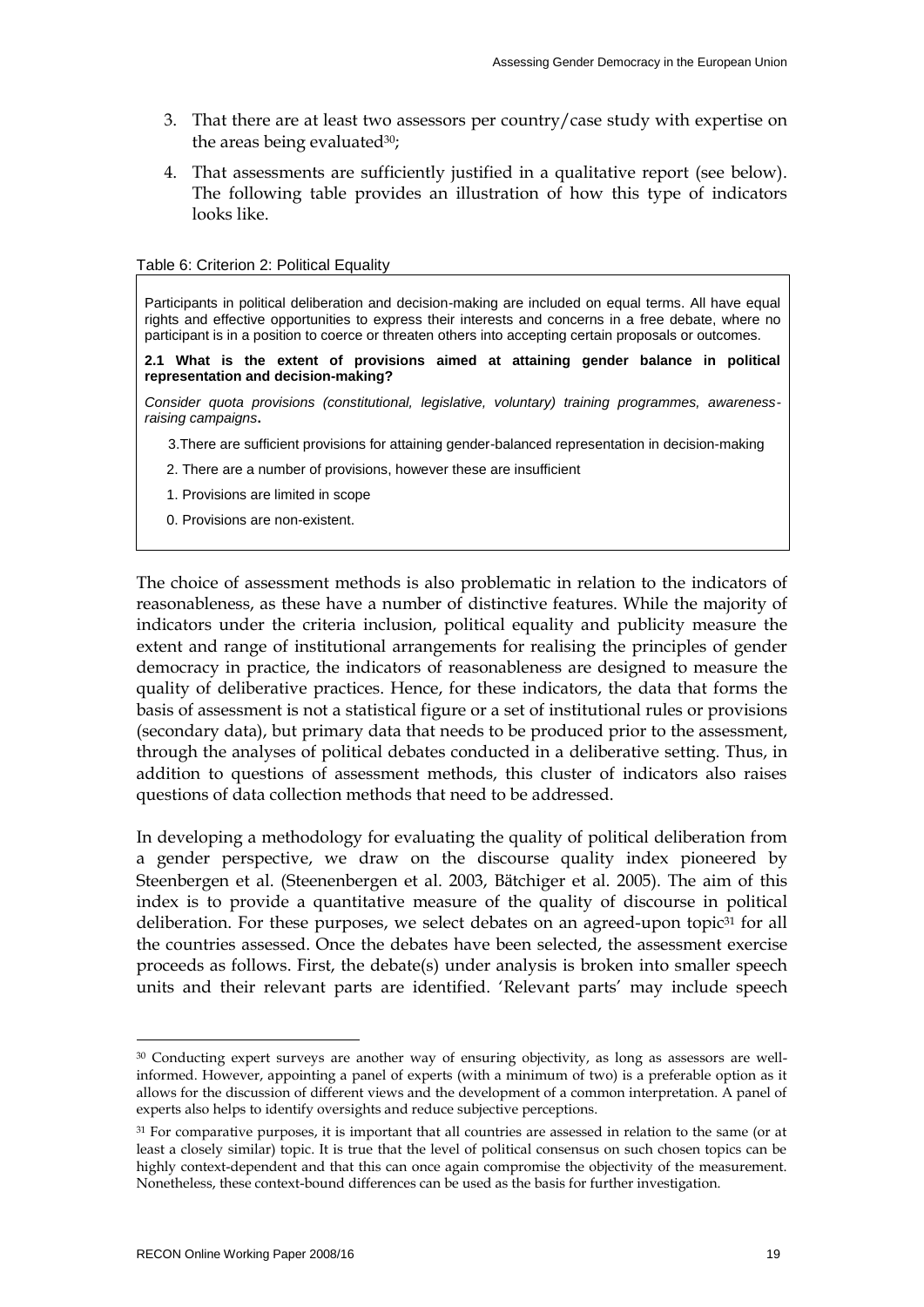3. That there are at least two assessors per country/case study with expertise on the areas being evaluated[30];
4. That assessments are sufficiently justified in a qualitative report (see below). The following table provides an illustration of how this type of indicators looks like.

Table 6: Criterion 2: Political Equality

> Participants in political deliberation and decision-making are included on equal terms. All have equal rights and effective opportunities to express their interests and concerns in a free debate, where no participant is in a position to coerce or threaten others into accepting certain proposals or outcomes.
>
> **2.1 What is the extent of provisions aimed at attaining gender balance in political representation and decision-making?**
>
> *Consider quota provisions (constitutional, legislative, voluntary) training programmes, awareness-raising campaigns*.
>
> 3.There are sufficient provisions for attaining gender-balanced representation in decision-making
>
> 2. There are a number of provisions, however these are insufficient
>
> 1. Provisions are limited in scope
>
> 0. Provisions are non-existent.

The choice of assessment methods is also problematic in relation to the indicators of reasonableness, as these have a number of distinctive features. While the majority of indicators under the criteria inclusion, political equality and publicity measure the extent and range of institutional arrangements for realising the principles of gender democracy in practice, the indicators of reasonableness are designed to measure the quality of deliberative practices. Hence, for these indicators, the data that forms the basis of assessment is not a statistical figure or a set of institutional rules or provisions (secondary data), but primary data that needs to be produced prior to the assessment, through the analyses of political debates conducted in a deliberative setting. Thus, in addition to questions of assessment methods, this cluster of indicators also raises questions of data collection methods that need to be addressed.

In developing a methodology for evaluating the quality of political deliberation from a gender perspective, we draw on the discourse quality index pioneered by Steenbergen et al. (Steenenbergen et al. 2003, Bätchiger et al. 2005). The aim of this index is to provide a quantitative measure of the quality of discourse in political deliberation. For these purposes, we select debates on an agreed-upon topic[31] for all the countries assessed. Once the debates have been selected, the assessment exercise proceeds as follows. First, the debate(s) under analysis is broken into smaller speech units and their relevant parts are identified. 'Relevant parts' may include speech

---

[30] Conducting expert surveys are another way of ensuring objectivity, as long as assessors are well-informed. However, appointing a panel of experts (with a minimum of two) is a preferable option as it allows for the discussion of different views and the development of a common interpretation. A panel of experts also helps to identify oversights and reduce subjective perceptions.

[31] For comparative purposes, it is important that all countries are assessed in relation to the same (or at least a closely similar) topic. It is true that the level of political consensus on such chosen topics can be highly context-dependent and that this can once again compromise the objectivity of the measurement. Nonetheless, these context-bound differences can be used as the basis for further investigation.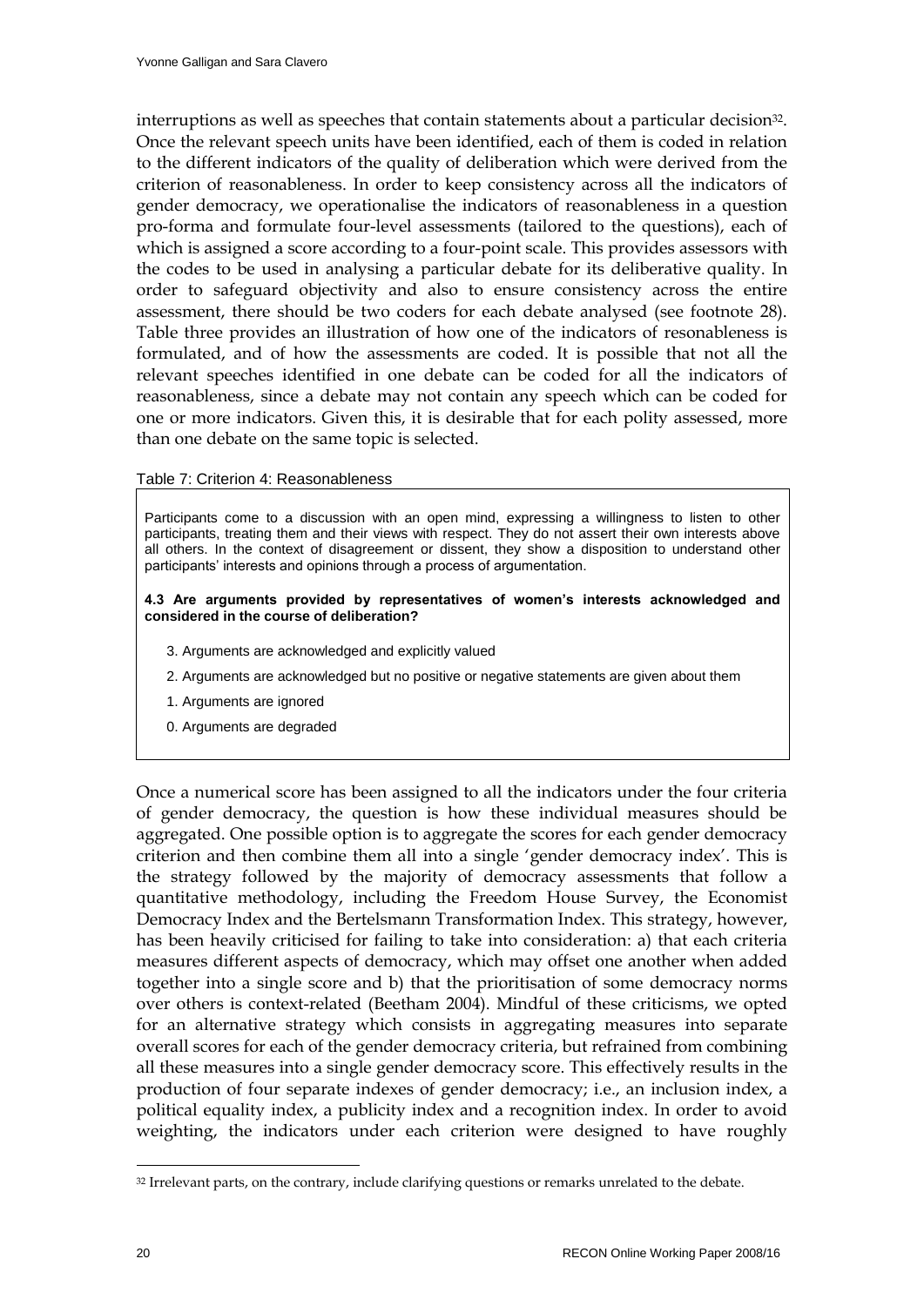interruptions as well as speeches that contain statements about a particular decision[32]. Once the relevant speech units have been identified, each of them is coded in relation to the different indicators of the quality of deliberation which were derived from the criterion of reasonableness. In order to keep consistency across all the indicators of gender democracy, we operationalise the indicators of reasonableness in a question pro-forma and formulate four-level assessments (tailored to the questions), each of which is assigned a score according to a four-point scale. This provides assessors with the codes to be used in analysing a particular debate for its deliberative quality. In order to safeguard objectivity and also to ensure consistency across the entire assessment, there should be two coders for each debate analysed (see footnote 28). Table three provides an illustration of how one of the indicators of resonableness is formulated, and of how the assessments are coded. It is possible that not all the relevant speeches identified in one debate can be coded for all the indicators of reasonableness, since a debate may not contain any speech which can be coded for one or more indicators. Given this, it is desirable that for each polity assessed, more than one debate on the same topic is selected.

Table 7: Criterion 4: Reasonableness

> Participants come to a discussion with an open mind, expressing a willingness to listen to other participants, treating them and their views with respect. They do not assert their own interests above all others. In the context of disagreement or dissent, they show a disposition to understand other participants' interests and opinions through a process of argumentation.
>
> **4.3 Are arguments provided by representatives of women's interests acknowledged and considered in the course of deliberation?**
>
> 3. Arguments are acknowledged and explicitly valued
> 2. Arguments are acknowledged but no positive or negative statements are given about them
> 1. Arguments are ignored
> 0. Arguments are degraded

Once a numerical score has been assigned to all the indicators under the four criteria of gender democracy, the question is how these individual measures should be aggregated. One possible option is to aggregate the scores for each gender democracy criterion and then combine them all into a single 'gender democracy index'. This is the strategy followed by the majority of democracy assessments that follow a quantitative methodology, including the Freedom House Survey, the Economist Democracy Index and the Bertelsmann Transformation Index. This strategy, however, has been heavily criticised for failing to take into consideration: a) that each criteria measures different aspects of democracy, which may offset one another when added together into a single score and b) that the prioritisation of some democracy norms over others is context-related (Beetham 2004). Mindful of these criticisms, we opted for an alternative strategy which consists in aggregating measures into separate overall scores for each of the gender democracy criteria, but refrained from combining all these measures into a single gender democracy score. This effectively results in the production of four separate indexes of gender democracy; i.e., an inclusion index, a political equality index, a publicity index and a recognition index. In order to avoid weighting, the indicators under each criterion were designed to have roughly

[32] Irrelevant parts, on the contrary, include clarifying questions or remarks unrelated to the debate.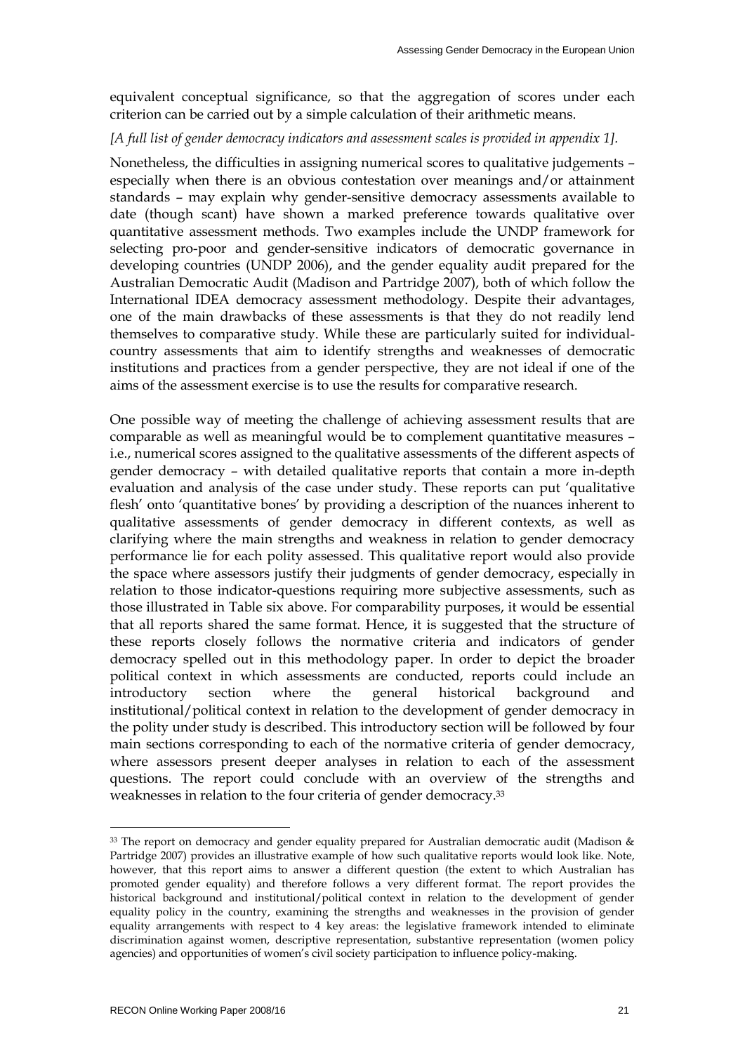equivalent conceptual significance, so that the aggregation of scores under each criterion can be carried out by a simple calculation of their arithmetic means.

*[A full list of gender democracy indicators and assessment scales is provided in appendix 1].*

Nonetheless, the difficulties in assigning numerical scores to qualitative judgements – especially when there is an obvious contestation over meanings and/or attainment standards – may explain why gender-sensitive democracy assessments available to date (though scant) have shown a marked preference towards qualitative over quantitative assessment methods. Two examples include the UNDP framework for selecting pro-poor and gender-sensitive indicators of democratic governance in developing countries (UNDP 2006), and the gender equality audit prepared for the Australian Democratic Audit (Madison and Partridge 2007), both of which follow the International IDEA democracy assessment methodology. Despite their advantages, one of the main drawbacks of these assessments is that they do not readily lend themselves to comparative study. While these are particularly suited for individual-country assessments that aim to identify strengths and weaknesses of democratic institutions and practices from a gender perspective, they are not ideal if one of the aims of the assessment exercise is to use the results for comparative research.

One possible way of meeting the challenge of achieving assessment results that are comparable as well as meaningful would be to complement quantitative measures – i.e., numerical scores assigned to the qualitative assessments of the different aspects of gender democracy – with detailed qualitative reports that contain a more in-depth evaluation and analysis of the case under study. These reports can put 'qualitative flesh' onto 'quantitative bones' by providing a description of the nuances inherent to qualitative assessments of gender democracy in different contexts, as well as clarifying where the main strengths and weakness in relation to gender democracy performance lie for each polity assessed. This qualitative report would also provide the space where assessors justify their judgments of gender democracy, especially in relation to those indicator-questions requiring more subjective assessments, such as those illustrated in Table six above. For comparability purposes, it would be essential that all reports shared the same format. Hence, it is suggested that the structure of these reports closely follows the normative criteria and indicators of gender democracy spelled out in this methodology paper. In order to depict the broader political context in which assessments are conducted, reports could include an introductory section where the general historical background and institutional/political context in relation to the development of gender democracy in the polity under study is described. This introductory section will be followed by four main sections corresponding to each of the normative criteria of gender democracy, where assessors present deeper analyses in relation to each of the assessment questions. The report could conclude with an overview of the strengths and weaknesses in relation to the four criteria of gender democracy.[33]

---

[33] The report on democracy and gender equality prepared for Australian democratic audit (Madison & Partridge 2007) provides an illustrative example of how such qualitative reports would look like. Note, however, that this report aims to answer a different question (the extent to which Australian has promoted gender equality) and therefore follows a very different format. The report provides the historical background and institutional/political context in relation to the development of gender equality policy in the country, examining the strengths and weaknesses in the provision of gender equality arrangements with respect to 4 key areas: the legislative framework intended to eliminate discrimination against women, descriptive representation, substantive representation (women policy agencies) and opportunities of women's civil society participation to influence policy-making.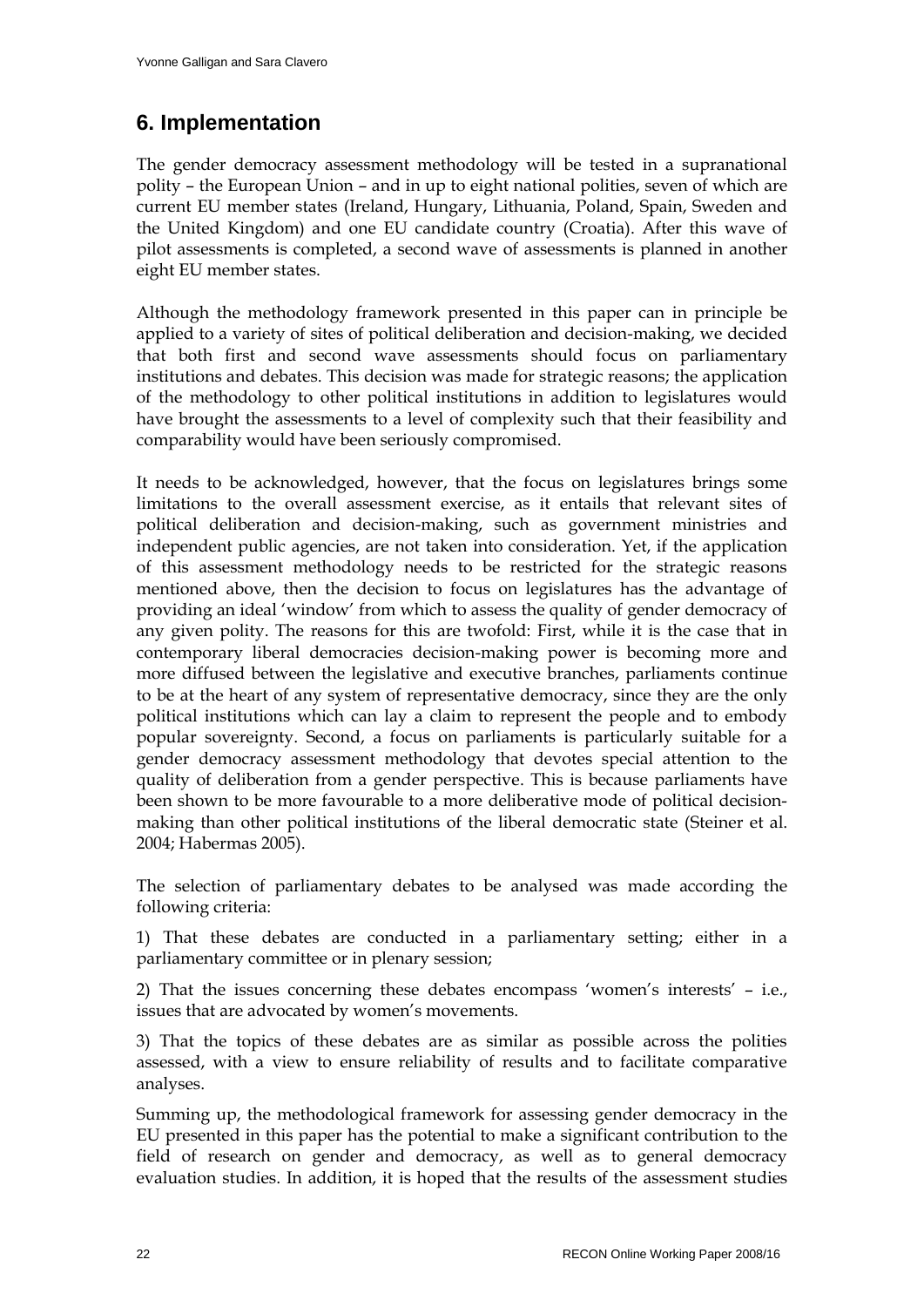## 6. Implementation

The gender democracy assessment methodology will be tested in a supranational polity – the European Union – and in up to eight national polities, seven of which are current EU member states (Ireland, Hungary, Lithuania, Poland, Spain, Sweden and the United Kingdom) and one EU candidate country (Croatia). After this wave of pilot assessments is completed, a second wave of assessments is planned in another eight EU member states.

Although the methodology framework presented in this paper can in principle be applied to a variety of sites of political deliberation and decision-making, we decided that both first and second wave assessments should focus on parliamentary institutions and debates. This decision was made for strategic reasons; the application of the methodology to other political institutions in addition to legislatures would have brought the assessments to a level of complexity such that their feasibility and comparability would have been seriously compromised.

It needs to be acknowledged, however, that the focus on legislatures brings some limitations to the overall assessment exercise, as it entails that relevant sites of political deliberation and decision-making, such as government ministries and independent public agencies, are not taken into consideration. Yet, if the application of this assessment methodology needs to be restricted for the strategic reasons mentioned above, then the decision to focus on legislatures has the advantage of providing an ideal 'window' from which to assess the quality of gender democracy of any given polity. The reasons for this are twofold: First, while it is the case that in contemporary liberal democracies decision-making power is becoming more and more diffused between the legislative and executive branches, parliaments continue to be at the heart of any system of representative democracy, since they are the only political institutions which can lay a claim to represent the people and to embody popular sovereignty. Second, a focus on parliaments is particularly suitable for a gender democracy assessment methodology that devotes special attention to the quality of deliberation from a gender perspective. This is because parliaments have been shown to be more favourable to a more deliberative mode of political decision-making than other political institutions of the liberal democratic state (Steiner et al. 2004; Habermas 2005).

The selection of parliamentary debates to be analysed was made according the following criteria:

1) That these debates are conducted in a parliamentary setting; either in a parliamentary committee or in plenary session;

2) That the issues concerning these debates encompass 'women's interests' – i.e., issues that are advocated by women's movements.

3) That the topics of these debates are as similar as possible across the polities assessed, with a view to ensure reliability of results and to facilitate comparative analyses.

Summing up, the methodological framework for assessing gender democracy in the EU presented in this paper has the potential to make a significant contribution to the field of research on gender and democracy, as well as to general democracy evaluation studies. In addition, it is hoped that the results of the assessment studies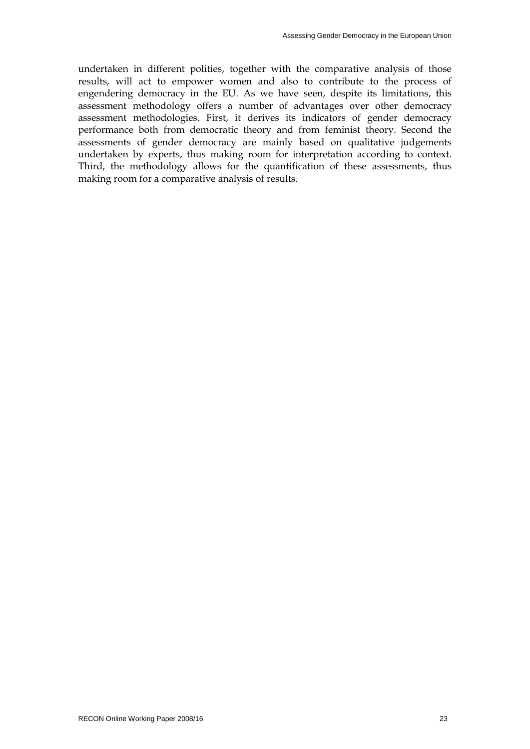undertaken in different polities, together with the comparative analysis of those results, will act to empower women and also to contribute to the process of engendering democracy in the EU. As we have seen, despite its limitations, this assessment methodology offers a number of advantages over other democracy assessment methodologies. First, it derives its indicators of gender democracy performance both from democratic theory and from feminist theory. Second the assessments of gender democracy are mainly based on qualitative judgements undertaken by experts, thus making room for interpretation according to context. Third, the methodology allows for the quantification of these assessments, thus making room for a comparative analysis of results.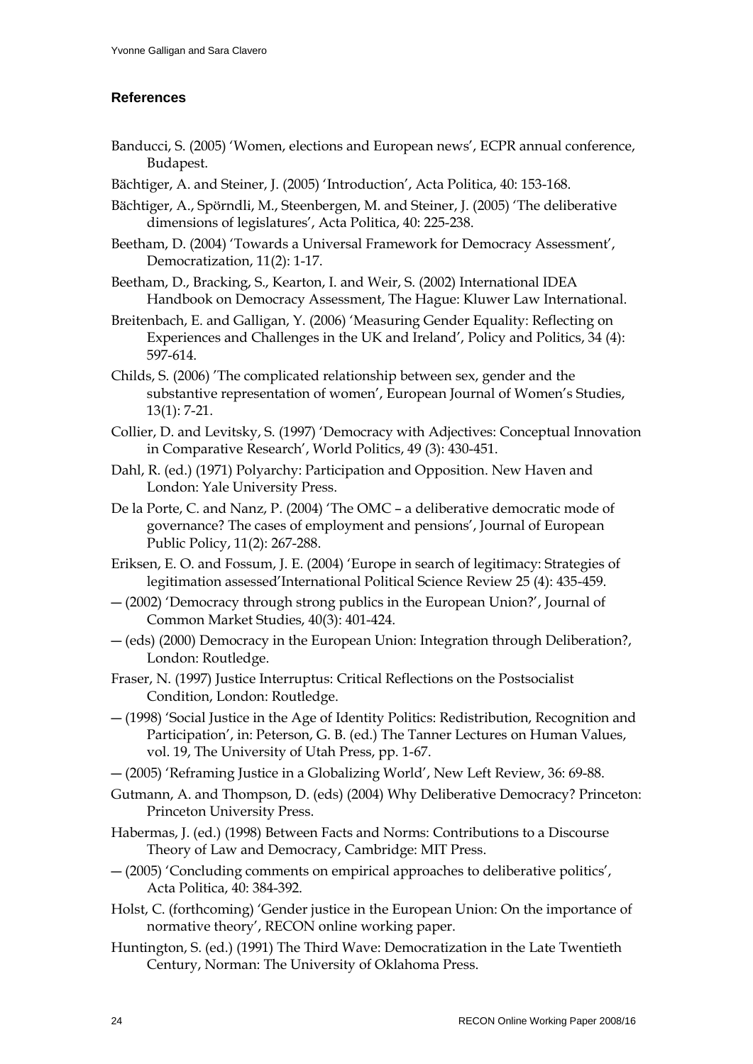## References

Banducci, S. (2005) 'Women, elections and European news', ECPR annual conference, Budapest.

Bächtiger, A. and Steiner, J. (2005) 'Introduction', Acta Politica, 40: 153-168.

Bächtiger, A., Spörndli, M., Steenbergen, M. and Steiner, J. (2005) 'The deliberative dimensions of legislatures', Acta Politica, 40: 225-238.

Beetham, D. (2004) 'Towards a Universal Framework for Democracy Assessment', Democratization, 11(2): 1-17.

Beetham, D., Bracking, S., Kearton, I. and Weir, S. (2002) International IDEA Handbook on Democracy Assessment, The Hague: Kluwer Law International.

Breitenbach, E. and Galligan, Y. (2006) 'Measuring Gender Equality: Reflecting on Experiences and Challenges in the UK and Ireland', Policy and Politics, 34 (4): 597-614.

Childs, S. (2006) 'The complicated relationship between sex, gender and the substantive representation of women', European Journal of Women's Studies, 13(1): 7-21.

Collier, D. and Levitsky, S. (1997) 'Democracy with Adjectives: Conceptual Innovation in Comparative Research', World Politics, 49 (3): 430-451.

Dahl, R. (ed.) (1971) Polyarchy: Participation and Opposition. New Haven and London: Yale University Press.

De la Porte, C. and Nanz, P. (2004) 'The OMC – a deliberative democratic mode of governance? The cases of employment and pensions', Journal of European Public Policy, 11(2): 267-288.

Eriksen, E. O. and Fossum, J. E. (2004) 'Europe in search of legitimacy: Strategies of legitimation assessed'International Political Science Review 25 (4): 435-459.

— (2002) 'Democracy through strong publics in the European Union?', Journal of Common Market Studies, 40(3): 401-424.

— (eds) (2000) Democracy in the European Union: Integration through Deliberation?, London: Routledge.

Fraser, N. (1997) Justice Interruptus: Critical Reflections on the Postsocialist Condition, London: Routledge.

— (1998) 'Social Justice in the Age of Identity Politics: Redistribution, Recognition and Participation', in: Peterson, G. B. (ed.) The Tanner Lectures on Human Values, vol. 19, The University of Utah Press, pp. 1-67.

— (2005) 'Reframing Justice in a Globalizing World', New Left Review, 36: 69-88.

Gutmann, A. and Thompson, D. (eds) (2004) Why Deliberative Democracy? Princeton: Princeton University Press.

Habermas, J. (ed.) (1998) Between Facts and Norms: Contributions to a Discourse Theory of Law and Democracy, Cambridge: MIT Press.

— (2005) 'Concluding comments on empirical approaches to deliberative politics', Acta Politica, 40: 384-392.

Holst, C. (forthcoming) 'Gender justice in the European Union: On the importance of normative theory', RECON online working paper.

Huntington, S. (ed.) (1991) The Third Wave: Democratization in the Late Twentieth Century, Norman: The University of Oklahoma Press.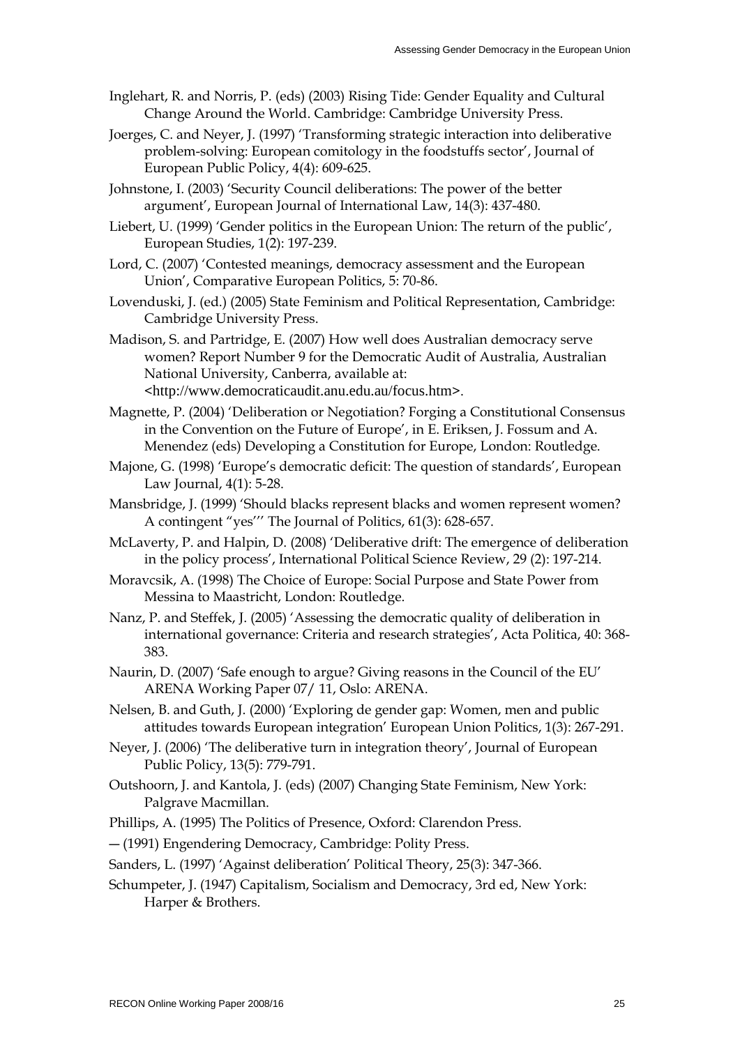Inglehart, R. and Norris, P. (eds) (2003) Rising Tide: Gender Equality and Cultural Change Around the World. Cambridge: Cambridge University Press.

Joerges, C. and Neyer, J. (1997) 'Transforming strategic interaction into deliberative problem-solving: European comitology in the foodstuffs sector', Journal of European Public Policy, 4(4): 609-625.

Johnstone, I. (2003) 'Security Council deliberations: The power of the better argument', European Journal of International Law, 14(3): 437-480.

Liebert, U. (1999) 'Gender politics in the European Union: The return of the public', European Studies, 1(2): 197-239.

Lord, C. (2007) 'Contested meanings, democracy assessment and the European Union', Comparative European Politics, 5: 70-86.

Lovenduski, J. (ed.) (2005) State Feminism and Political Representation, Cambridge: Cambridge University Press.

Madison, S. and Partridge, E. (2007) How well does Australian democracy serve women? Report Number 9 for the Democratic Audit of Australia, Australian National University, Canberra, available at: <http://www.democraticaudit.anu.edu.au/focus.htm>.

Magnette, P. (2004) 'Deliberation or Negotiation? Forging a Constitutional Consensus in the Convention on the Future of Europe', in E. Eriksen, J. Fossum and A. Menendez (eds) Developing a Constitution for Europe, London: Routledge.

Majone, G. (1998) 'Europe's democratic deficit: The question of standards', European Law Journal, 4(1): 5-28.

Mansbridge, J. (1999) 'Should blacks represent blacks and women represent women? A contingent "yes"' The Journal of Politics, 61(3): 628-657.

McLaverty, P. and Halpin, D. (2008) 'Deliberative drift: The emergence of deliberation in the policy process', International Political Science Review, 29 (2): 197-214.

Moravcsik, A. (1998) The Choice of Europe: Social Purpose and State Power from Messina to Maastricht, London: Routledge.

Nanz, P. and Steffek, J. (2005) 'Assessing the democratic quality of deliberation in international governance: Criteria and research strategies', Acta Politica, 40: 368-383.

Naurin, D. (2007) 'Safe enough to argue? Giving reasons in the Council of the EU' ARENA Working Paper 07/ 11, Oslo: ARENA.

Nelsen, B. and Guth, J. (2000) 'Exploring de gender gap: Women, men and public attitudes towards European integration' European Union Politics, 1(3): 267-291.

Neyer, J. (2006) 'The deliberative turn in integration theory', Journal of European Public Policy, 13(5): 779-791.

Outshoorn, J. and Kantola, J. (eds) (2007) Changing State Feminism, New York: Palgrave Macmillan.

Phillips, A. (1995) The Politics of Presence, Oxford: Clarendon Press.

— (1991) Engendering Democracy, Cambridge: Polity Press.

Sanders, L. (1997) 'Against deliberation' Political Theory, 25(3): 347-366.

Schumpeter, J. (1947) Capitalism, Socialism and Democracy, 3rd ed, New York: Harper & Brothers.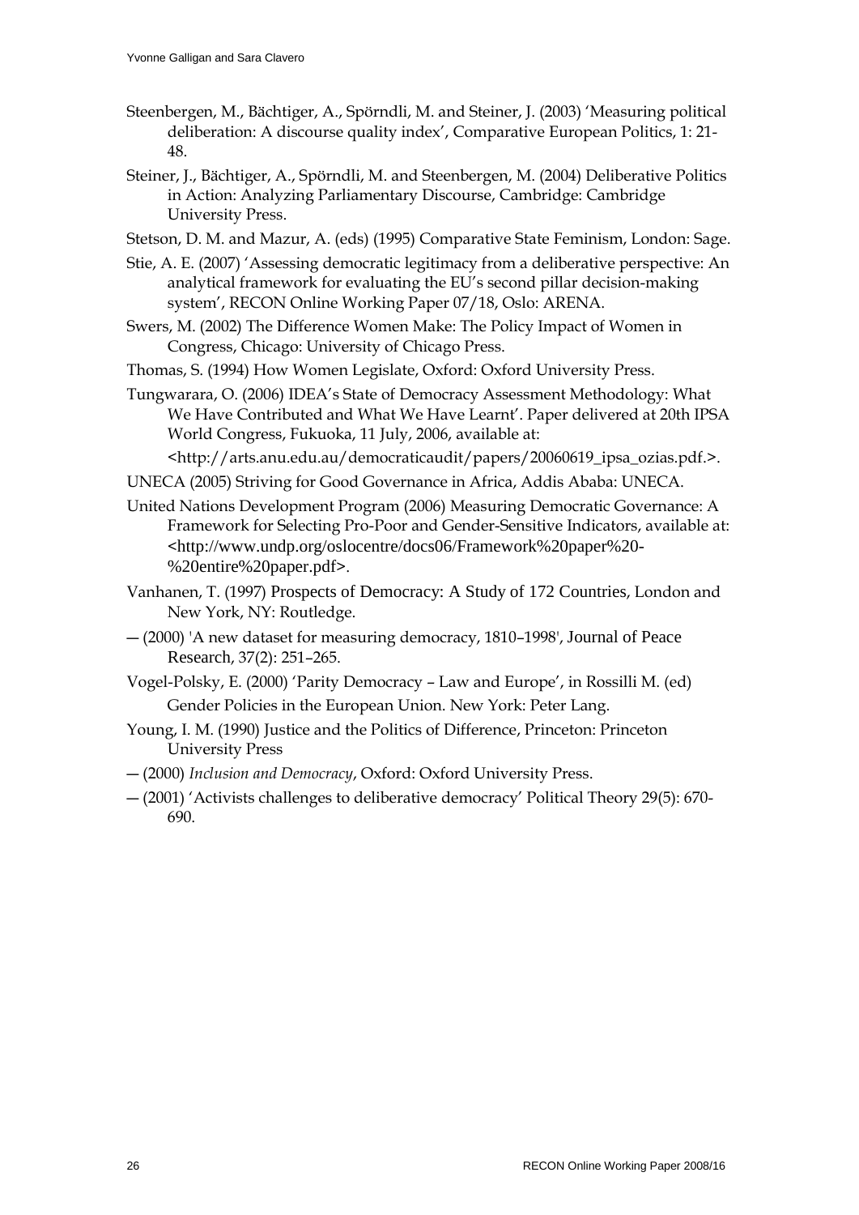Steenbergen, M., Bächtiger, A., Spörndli, M. and Steiner, J. (2003) 'Measuring political deliberation: A discourse quality index', Comparative European Politics, 1: 21-48.

Steiner, J., Bächtiger, A., Spörndli, M. and Steenbergen, M. (2004) Deliberative Politics in Action: Analyzing Parliamentary Discourse, Cambridge: Cambridge University Press.

Stetson, D. M. and Mazur, A. (eds) (1995) Comparative State Feminism, London: Sage.

Stie, A. E. (2007) 'Assessing democratic legitimacy from a deliberative perspective: An analytical framework for evaluating the EU's second pillar decision-making system', RECON Online Working Paper 07/18, Oslo: ARENA.

Swers, M. (2002) The Difference Women Make: The Policy Impact of Women in Congress, Chicago: University of Chicago Press.

Thomas, S. (1994) How Women Legislate, Oxford: Oxford University Press.

Tungwarara, O. (2006) IDEA's State of Democracy Assessment Methodology: What We Have Contributed and What We Have Learnt'. Paper delivered at 20th IPSA World Congress, Fukuoka, 11 July, 2006, available at: <http://arts.anu.edu.au/democraticaudit/papers/20060619_ipsa_ozias.pdf.>.

UNECA (2005) Striving for Good Governance in Africa, Addis Ababa: UNECA.

United Nations Development Program (2006) Measuring Democratic Governance: A Framework for Selecting Pro-Poor and Gender-Sensitive Indicators, available at: <http://www.undp.org/oslocentre/docs06/Framework%20paper%20-%20entire%20paper.pdf>.

Vanhanen, T. (1997) Prospects of Democracy: A Study of 172 Countries, London and New York, NY: Routledge.

— (2000) 'A new dataset for measuring democracy, 1810–1998', Journal of Peace Research, 37(2): 251–265.

Vogel-Polsky, E. (2000) 'Parity Democracy – Law and Europe', in Rossilli M. (ed) Gender Policies in the European Union. New York: Peter Lang.

Young, I. M. (1990) Justice and the Politics of Difference, Princeton: Princeton University Press

— (2000) *Inclusion and Democracy*, Oxford: Oxford University Press.

— (2001) 'Activists challenges to deliberative democracy' Political Theory 29(5): 670-690.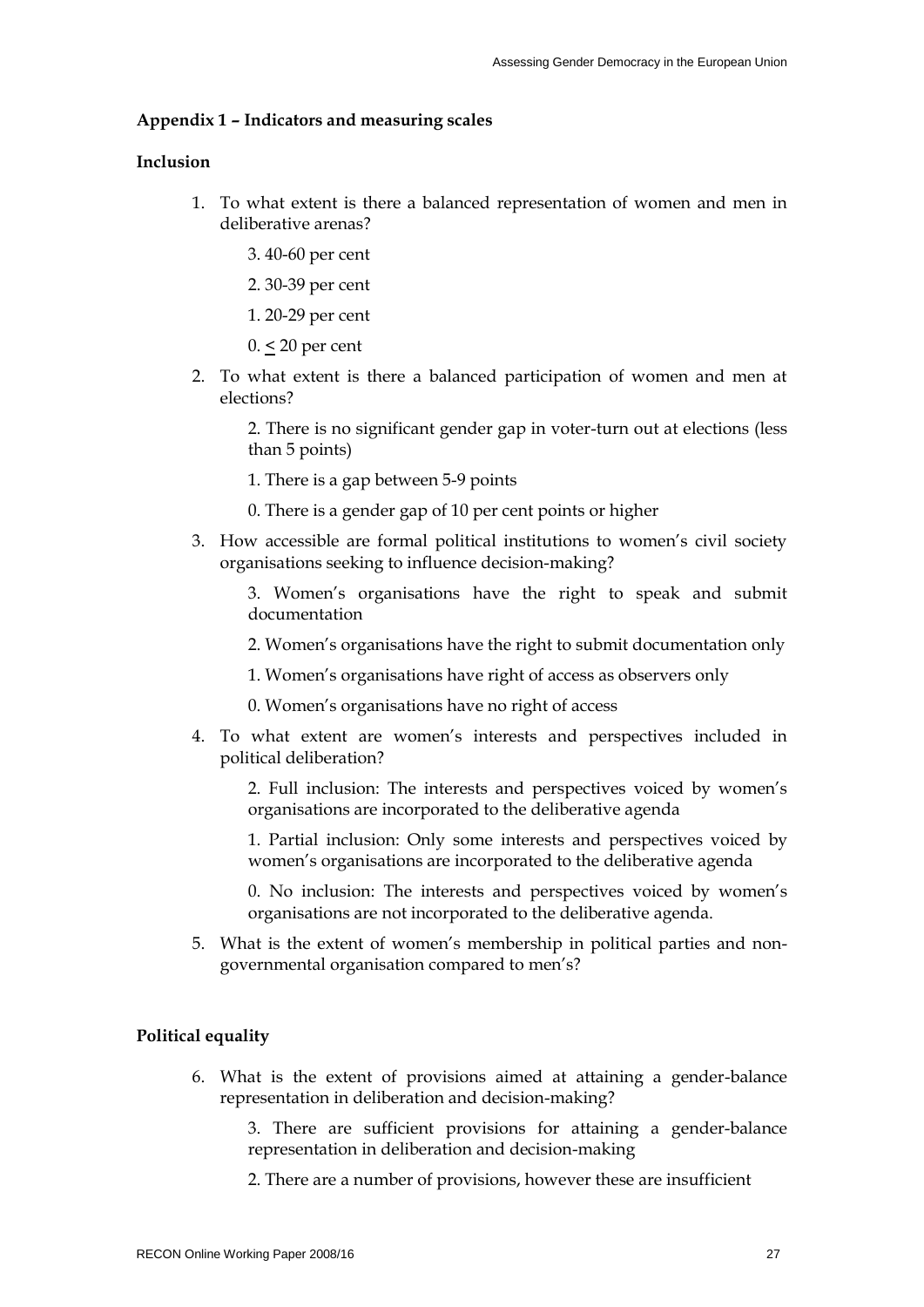**Appendix 1 – Indicators and measuring scales**

**Inclusion**

1. To what extent is there a balanced representation of women and men in deliberative arenas?

   3. 40-60 per cent

   2. 30-39 per cent

   1. 20-29 per cent

   0. ≤ 20 per cent

2. To what extent is there a balanced participation of women and men at elections?

   2. There is no significant gender gap in voter-turn out at elections (less than 5 points)

   1. There is a gap between 5-9 points

   0. There is a gender gap of 10 per cent points or higher

3. How accessible are formal political institutions to women's civil society organisations seeking to influence decision-making?

   3. Women's organisations have the right to speak and submit documentation

   2. Women's organisations have the right to submit documentation only

   1. Women's organisations have right of access as observers only

   0. Women's organisations have no right of access

4. To what extent are women's interests and perspectives included in political deliberation?

   2. Full inclusion: The interests and perspectives voiced by women's organisations are incorporated to the deliberative agenda

   1. Partial inclusion: Only some interests and perspectives voiced by women's organisations are incorporated to the deliberative agenda

   0. No inclusion: The interests and perspectives voiced by women's organisations are not incorporated to the deliberative agenda.

5. What is the extent of women's membership in political parties and non-governmental organisation compared to men's?

**Political equality**

6. What is the extent of provisions aimed at attaining a gender-balance representation in deliberation and decision-making?

   3. There are sufficient provisions for attaining a gender-balance representation in deliberation and decision-making

   2. There are a number of provisions, however these are insufficient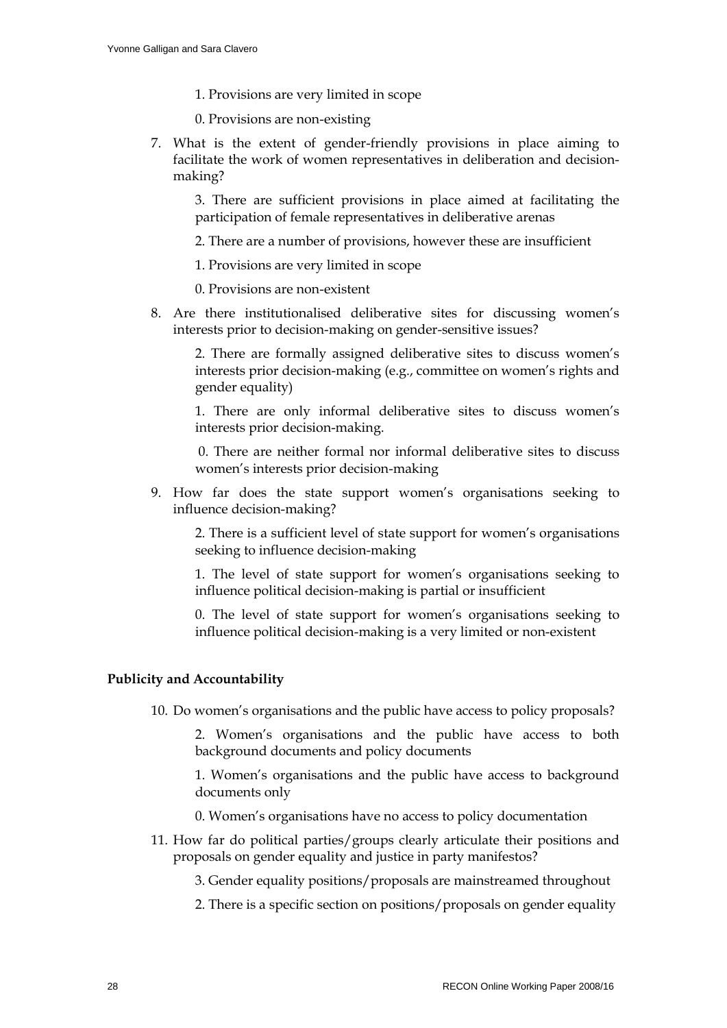1. Provisions are very limited in scope

0. Provisions are non-existing

7. What is the extent of gender-friendly provisions in place aiming to facilitate the work of women representatives in deliberation and decision-making?

   3. There are sufficient provisions in place aimed at facilitating the participation of female representatives in deliberative arenas

   2. There are a number of provisions, however these are insufficient

   1. Provisions are very limited in scope

   0. Provisions are non-existent

8. Are there institutionalised deliberative sites for discussing women's interests prior to decision-making on gender-sensitive issues?

   2. There are formally assigned deliberative sites to discuss women's interests prior decision-making (e.g., committee on women's rights and gender equality)

   1. There are only informal deliberative sites to discuss women's interests prior decision-making.

   0. There are neither formal nor informal deliberative sites to discuss women's interests prior decision-making

9. How far does the state support women's organisations seeking to influence decision-making?

   2. There is a sufficient level of state support for women's organisations seeking to influence decision-making

   1. The level of state support for women's organisations seeking to influence political decision-making is partial or insufficient

   0. The level of state support for women's organisations seeking to influence political decision-making is a very limited or non-existent

**Publicity and Accountability**

10. Do women's organisations and the public have access to policy proposals?

    2. Women's organisations and the public have access to both background documents and policy documents

    1. Women's organisations and the public have access to background documents only

    0. Women's organisations have no access to policy documentation

11. How far do political parties/groups clearly articulate their positions and proposals on gender equality and justice in party manifestos?

    3. Gender equality positions/proposals are mainstreamed throughout

    2. There is a specific section on positions/proposals on gender equality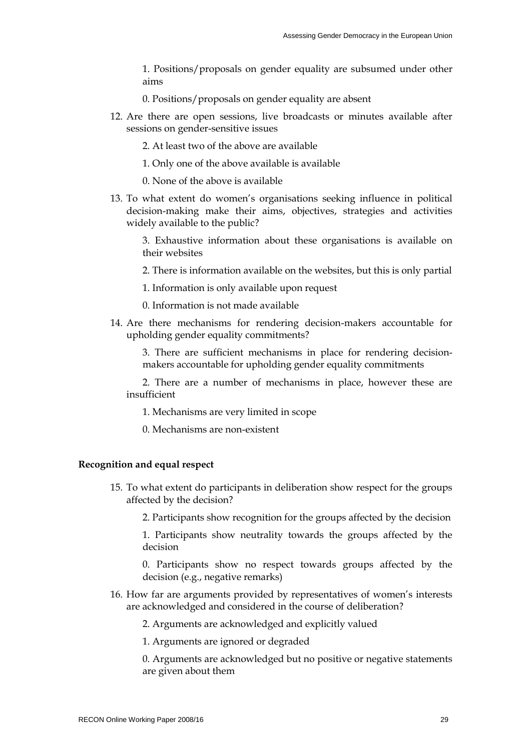1. Positions/proposals on gender equality are subsumed under other aims

0. Positions/proposals on gender equality are absent

12. Are there are open sessions, live broadcasts or minutes available after sessions on gender-sensitive issues

    2. At least two of the above are available

    1. Only one of the above available is available

    0. None of the above is available

13. To what extent do women's organisations seeking influence in political decision-making make their aims, objectives, strategies and activities widely available to the public?

    3. Exhaustive information about these organisations is available on their websites

    2. There is information available on the websites, but this is only partial

    1. Information is only available upon request

    0. Information is not made available

14. Are there mechanisms for rendering decision-makers accountable for upholding gender equality commitments?

    3. There are sufficient mechanisms in place for rendering decision-makers accountable for upholding gender equality commitments

    2. There are a number of mechanisms in place, however these are insufficient

    1. Mechanisms are very limited in scope

    0. Mechanisms are non-existent

**Recognition and equal respect**

15. To what extent do participants in deliberation show respect for the groups affected by the decision?

    2. Participants show recognition for the groups affected by the decision

    1. Participants show neutrality towards the groups affected by the decision

    0. Participants show no respect towards groups affected by the decision (e.g., negative remarks)

16. How far are arguments provided by representatives of women's interests are acknowledged and considered in the course of deliberation?

    2. Arguments are acknowledged and explicitly valued

    1. Arguments are ignored or degraded

    0. Arguments are acknowledged but no positive or negative statements are given about them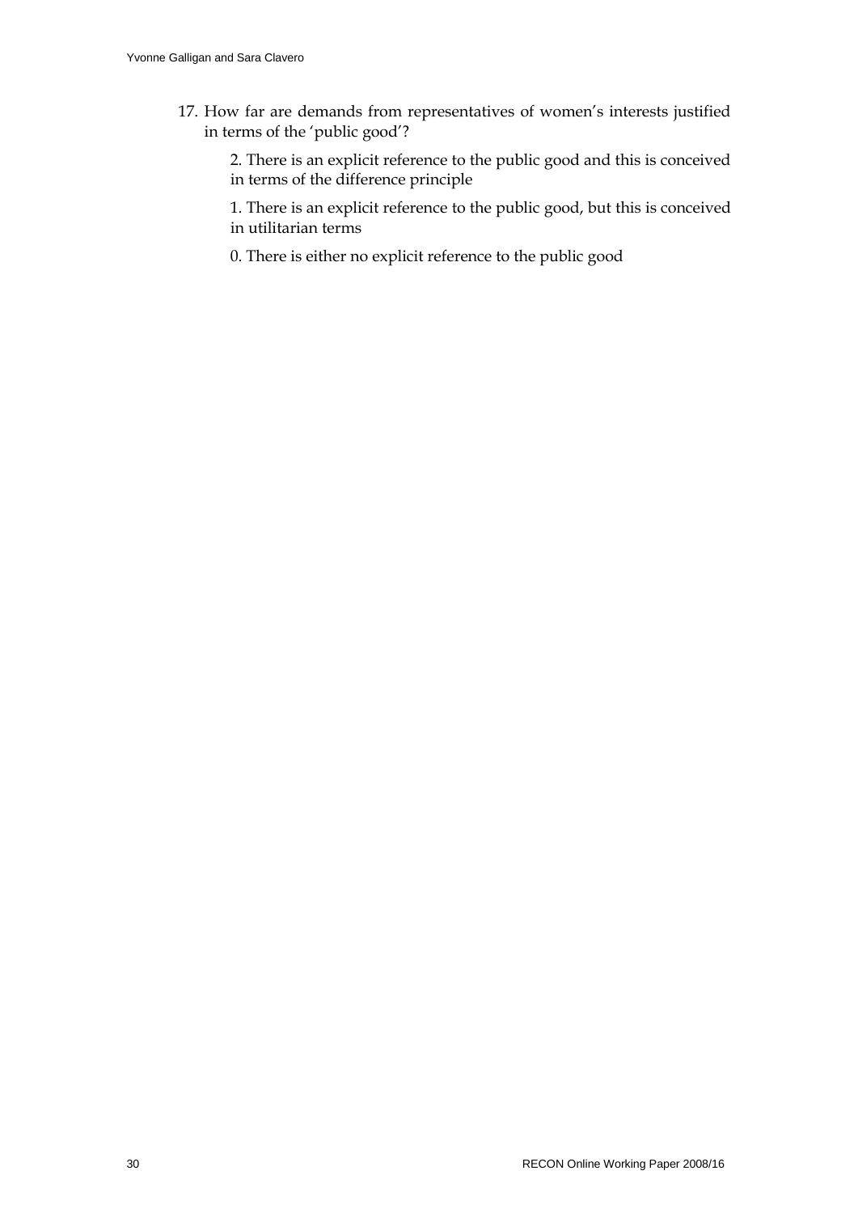17. How far are demands from representatives of women's interests justified in terms of the 'public good'?

    2. There is an explicit reference to the public good and this is conceived in terms of the difference principle

    1. There is an explicit reference to the public good, but this is conceived in utilitarian terms

    0. There is either no explicit reference to the public good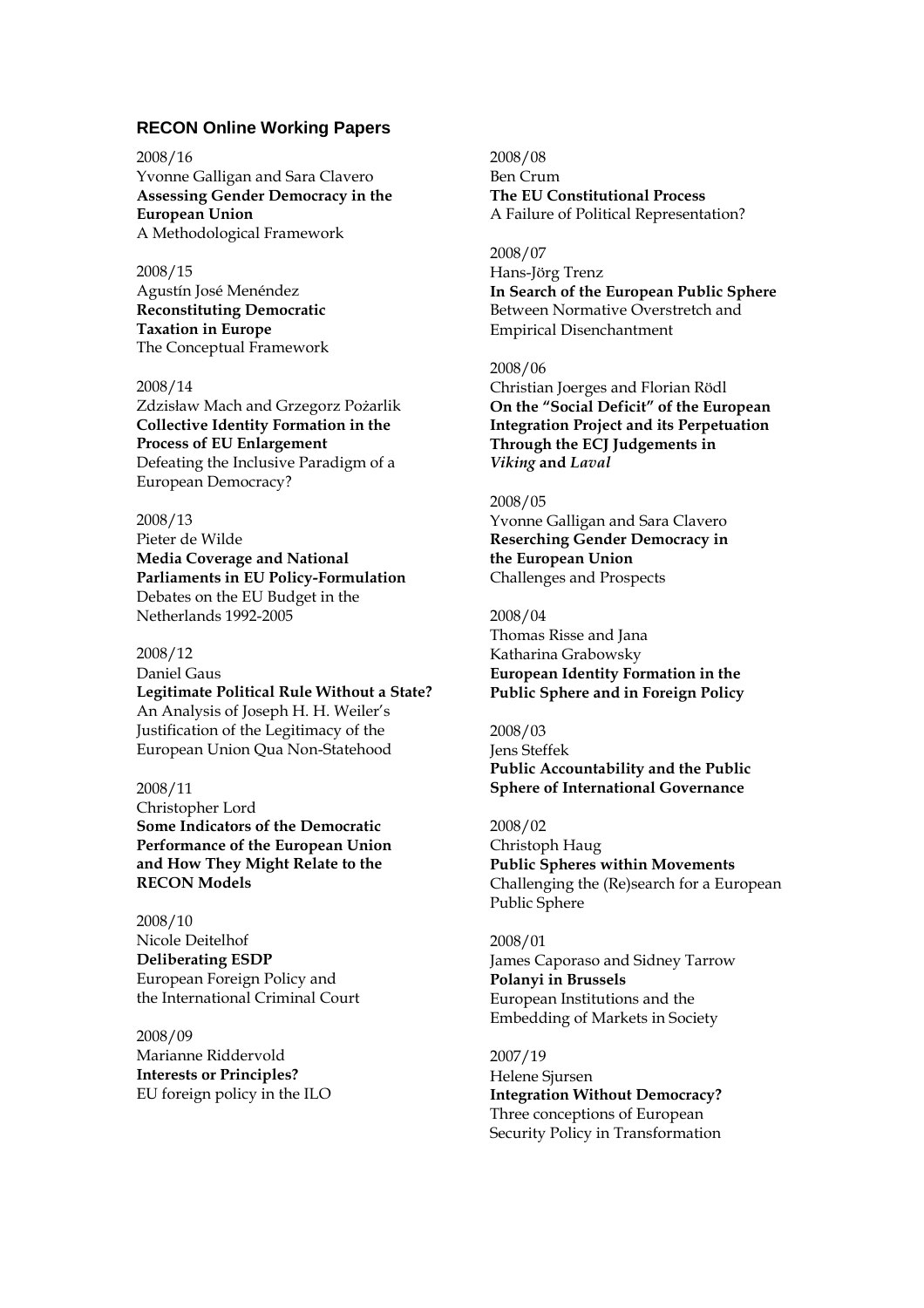## RECON Online Working Papers

2008/16
Yvonne Galligan and Sara Clavero
**Assessing Gender Democracy in the European Union**
A Methodological Framework

2008/15
Agustín José Menéndez
**Reconstituting Democratic Taxation in Europe**
The Conceptual Framework

2008/14
Zdzisław Mach and Grzegorz Pożarlik
**Collective Identity Formation in the Process of EU Enlargement**
Defeating the Inclusive Paradigm of a European Democracy?

2008/13
Pieter de Wilde
**Media Coverage and National Parliaments in EU Policy-Formulation**
Debates on the EU Budget in the Netherlands 1992-2005

2008/12
Daniel Gaus
**Legitimate Political Rule Without a State?**
An Analysis of Joseph H. H. Weiler's Justification of the Legitimacy of the European Union Qua Non-Statehood

2008/11
Christopher Lord
**Some Indicators of the Democratic Performance of the European Union and How They Might Relate to the RECON Models**

2008/10
Nicole Deitelhof
**Deliberating ESDP**
European Foreign Policy and the International Criminal Court

2008/09
Marianne Riddervold
**Interests or Principles?**
EU foreign policy in the ILO

2008/08
Ben Crum
**The EU Constitutional Process**
A Failure of Political Representation?

2008/07
Hans-Jörg Trenz
**In Search of the European Public Sphere**
Between Normative Overstretch and Empirical Disenchantment

2008/06
Christian Joerges and Florian Rödl
**On the "Social Deficit" of the European Integration Project and its Perpetuation Through the ECJ Judgements in *Viking* and *Laval***

2008/05
Yvonne Galligan and Sara Clavero
**Reserching Gender Democracy in the European Union**
Challenges and Prospects

2008/04
Thomas Risse and Jana Katharina Grabowsky
**European Identity Formation in the Public Sphere and in Foreign Policy**

2008/03
Jens Steffek
**Public Accountability and the Public Sphere of International Governance**

2008/02
Christoph Haug
**Public Spheres within Movements**
Challenging the (Re)search for a European Public Sphere

2008/01
James Caporaso and Sidney Tarrow
**Polanyi in Brussels**
European Institutions and the Embedding of Markets in Society

2007/19
Helene Sjursen
**Integration Without Democracy?**
Three conceptions of European Security Policy in Transformation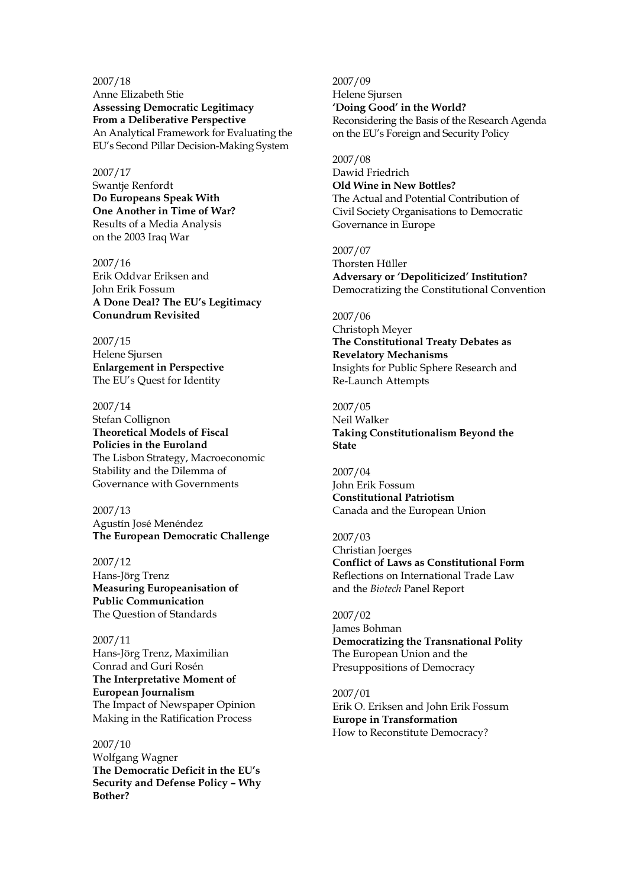2007/18
Anne Elizabeth Stie
**Assessing Democratic Legitimacy From a Deliberative Perspective**
An Analytical Framework for Evaluating the EU's Second Pillar Decision-Making System

2007/17
Swantje Renfordt
**Do Europeans Speak With One Another in Time of War?**
Results of a Media Analysis on the 2003 Iraq War

2007/16
Erik Oddvar Eriksen and John Erik Fossum
**A Done Deal? The EU's Legitimacy Conundrum Revisited**

2007/15
Helene Sjursen
**Enlargement in Perspective**
The EU's Quest for Identity

2007/14
Stefan Collignon
**Theoretical Models of Fiscal Policies in the Euroland**
The Lisbon Strategy, Macroeconomic Stability and the Dilemma of Governance with Governments

2007/13
Agustín José Menéndez
**The European Democratic Challenge**

2007/12
Hans-Jörg Trenz
**Measuring Europeanisation of Public Communication**
The Question of Standards

2007/11
Hans-Jörg Trenz, Maximilian Conrad and Guri Rosén
**The Interpretative Moment of European Journalism**
The Impact of Newspaper Opinion Making in the Ratification Process

2007/10
Wolfgang Wagner
**The Democratic Deficit in the EU's Security and Defense Policy – Why Bother?**

2007/09
Helene Sjursen
**'Doing Good' in the World?**
Reconsidering the Basis of the Research Agenda on the EU's Foreign and Security Policy

2007/08
Dawid Friedrich
**Old Wine in New Bottles?**
The Actual and Potential Contribution of Civil Society Organisations to Democratic Governance in Europe

2007/07
Thorsten Hüller
**Adversary or 'Depoliticized' Institution?**
Democratizing the Constitutional Convention

2007/06
Christoph Meyer
**The Constitutional Treaty Debates as Revelatory Mechanisms**
Insights for Public Sphere Research and Re-Launch Attempts

2007/05
Neil Walker
**Taking Constitutionalism Beyond the State**

2007/04
John Erik Fossum
**Constitutional Patriotism**
Canada and the European Union

2007/03
Christian Joerges
**Conflict of Laws as Constitutional Form**
Reflections on International Trade Law and the *Biotech* Panel Report

2007/02
James Bohman
**Democratizing the Transnational Polity**
The European Union and the Presuppositions of Democracy

2007/01
Erik O. Eriksen and John Erik Fossum
**Europe in Transformation**
How to Reconstitute Democracy?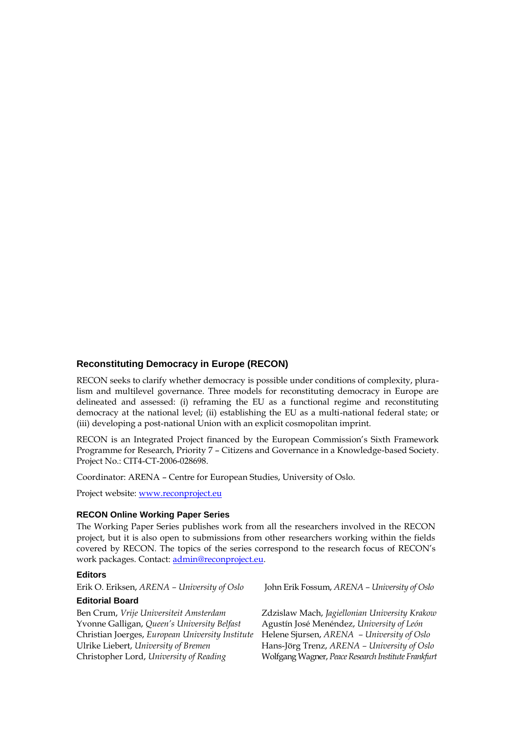## Reconstituting Democracy in Europe (RECON)

RECON seeks to clarify whether democracy is possible under conditions of complexity, pluralism and multilevel governance. Three models for reconstituting democracy in Europe are delineated and assessed: (i) reframing the EU as a functional regime and reconstituting democracy at the national level; (ii) establishing the EU as a multi-national federal state; or (iii) developing a post-national Union with an explicit cosmopolitan imprint.

RECON is an Integrated Project financed by the European Commission's Sixth Framework Programme for Research, Priority 7 – Citizens and Governance in a Knowledge-based Society. Project No.: CIT4-CT-2006-028698.

Coordinator: ARENA – Centre for European Studies, University of Oslo.

Project website: [www.reconproject.eu](www.reconproject.eu)

### RECON Online Working Paper Series

The Working Paper Series publishes work from all the researchers involved in the RECON project, but it is also open to submissions from other researchers working within the fields covered by RECON. The topics of the series correspond to the research focus of RECON's work packages. Contact: [admin@reconproject.eu](mailto:admin@reconproject.eu).

### Editors

Erik O. Eriksen, *ARENA – University of Oslo*
John Erik Fossum, *ARENA – University of Oslo*

### Editorial Board

Ben Crum, *Vrije Universiteit Amsterdam*
Yvonne Galligan, *Queen's University Belfast*
Christian Joerges, *European University Institute*
Ulrike Liebert, *University of Bremen*
Christopher Lord, *University of Reading*
Zdzislaw Mach, *Jagiellonian University Krakow*
Agustín José Menéndez, *University of León*
Helene Sjursen, *ARENA – University of Oslo*
Hans-Jörg Trenz, *ARENA – University of Oslo*
Wolfgang Wagner, *Peace Research Institute Frankfurt*